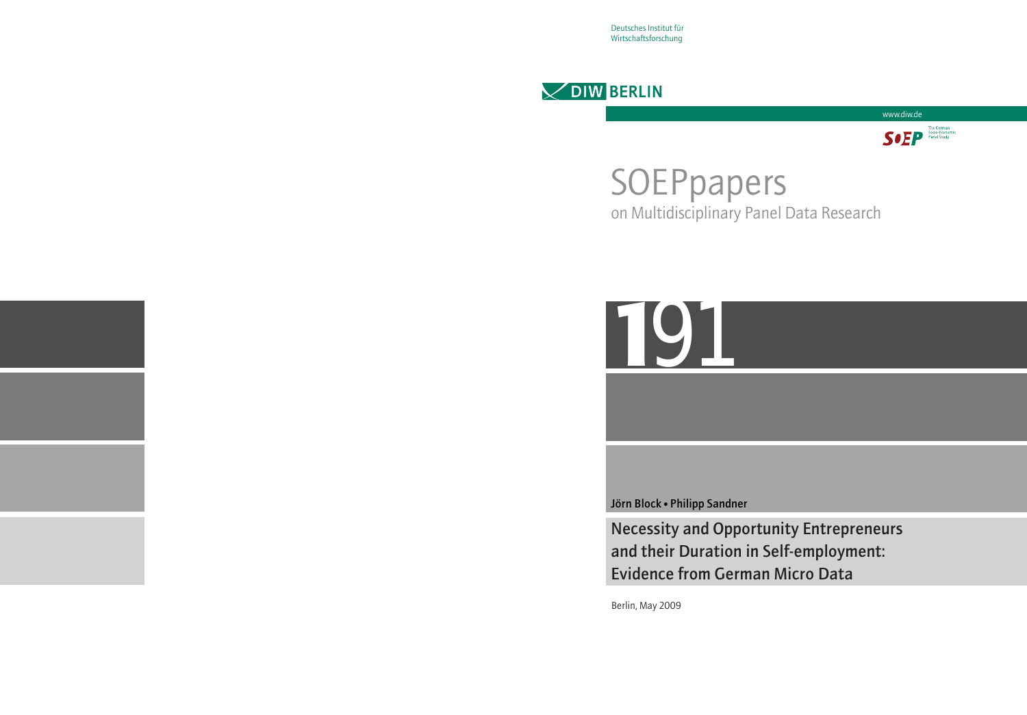Deutsches Institut für Wirtschaftsforschung

DIW BERLIN

www.diw.de

SOEP The German Socio-Economic Panel Study

# SOEPpapers

on Multidisciplinary Panel Data Research

191

**Jörn Block • Philipp Sandner**

# Necessity and Opportunity Entrepreneurs and their Duration in Self-employment: Evidence from German Micro Data

Berlin, May 2009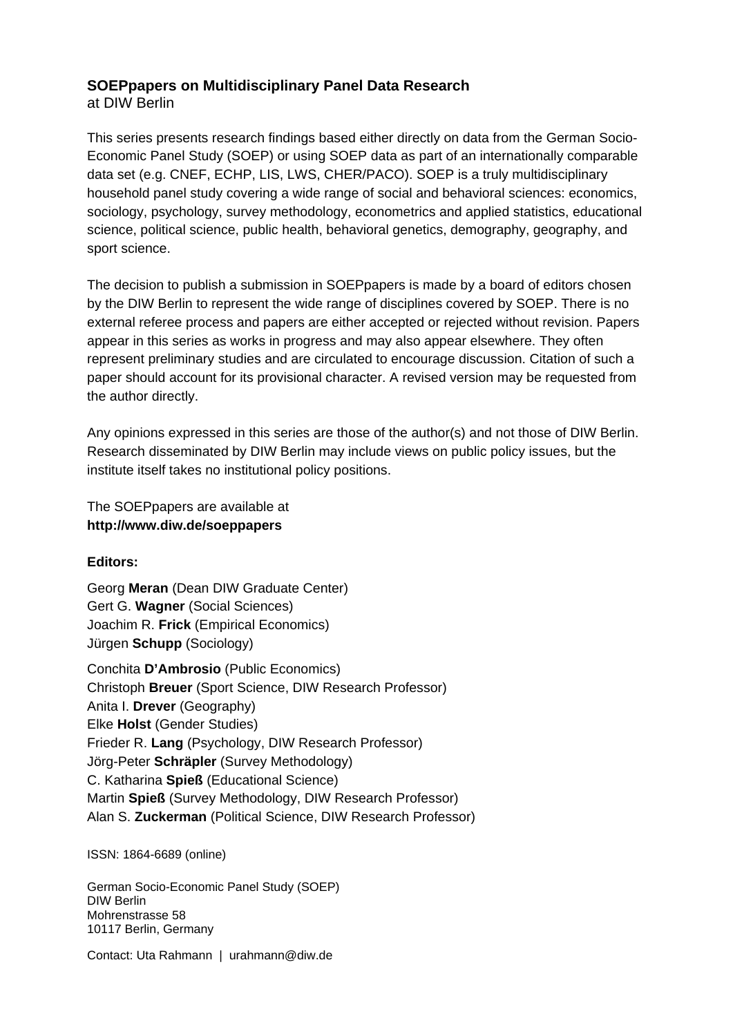**SOEPpapers on Multidisciplinary Panel Data Research**
at DIW Berlin

This series presents research findings based either directly on data from the German Socio-Economic Panel Study (SOEP) or using SOEP data as part of an internationally comparable data set (e.g. CNEF, ECHP, LIS, LWS, CHER/PACO). SOEP is a truly multidisciplinary household panel study covering a wide range of social and behavioral sciences: economics, sociology, psychology, survey methodology, econometrics and applied statistics, educational science, political science, public health, behavioral genetics, demography, geography, and sport science.

The decision to publish a submission in SOEPpapers is made by a board of editors chosen by the DIW Berlin to represent the wide range of disciplines covered by SOEP. There is no external referee process and papers are either accepted or rejected without revision. Papers appear in this series as works in progress and may also appear elsewhere. They often represent preliminary studies and are circulated to encourage discussion. Citation of such a paper should account for its provisional character. A revised version may be requested from the author directly.

Any opinions expressed in this series are those of the author(s) and not those of DIW Berlin. Research disseminated by DIW Berlin may include views on public policy issues, but the institute itself takes no institutional policy positions.

The SOEPpapers are available at
**http://www.diw.de/soeppapers**

**Editors:**

Georg **Meran** (Dean DIW Graduate Center)
Gert G. **Wagner** (Social Sciences)
Joachim R. **Frick** (Empirical Economics)
Jürgen **Schupp** (Sociology)

Conchita **D'Ambrosio** (Public Economics)
Christoph **Breuer** (Sport Science, DIW Research Professor)
Anita I. **Drever** (Geography)
Elke **Holst** (Gender Studies)
Frieder R. **Lang** (Psychology, DIW Research Professor)
Jörg-Peter **Schräpler** (Survey Methodology)
C. Katharina **Spieß** (Educational Science)
Martin **Spieß** (Survey Methodology, DIW Research Professor)
Alan S. **Zuckerman** (Political Science, DIW Research Professor)

ISSN: 1864-6689 (online)

German Socio-Economic Panel Study (SOEP)
DIW Berlin
Mohrenstrasse 58
10117 Berlin, Germany

Contact: Uta Rahmann | urahmann@diw.de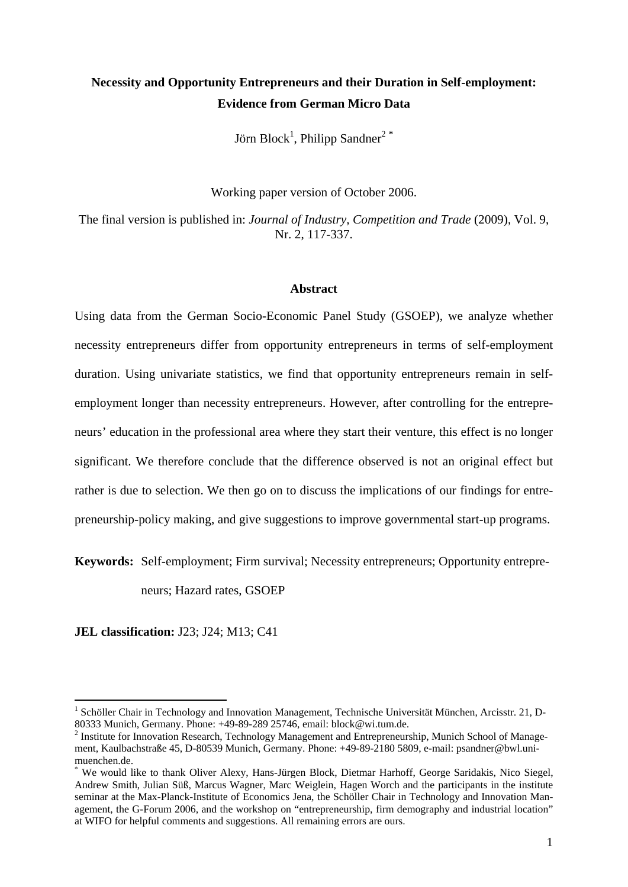# Necessity and Opportunity Entrepreneurs and their Duration in Self-employment: Evidence from German Micro Data

Jörn Block[1], Philipp Sandner[2 *]

Working paper version of October 2006.

The final version is published in: *Journal of Industry, Competition and Trade* (2009), Vol. 9, Nr. 2, 117-337.

## Abstract

Using data from the German Socio-Economic Panel Study (GSOEP), we analyze whether necessity entrepreneurs differ from opportunity entrepreneurs in terms of self-employment duration. Using univariate statistics, we find that opportunity entrepreneurs remain in self-employment longer than necessity entrepreneurs. However, after controlling for the entrepreneurs' education in the professional area where they start their venture, this effect is no longer significant. We therefore conclude that the difference observed is not an original effect but rather is due to selection. We then go on to discuss the implications of our findings for entrepreneurship-policy making, and give suggestions to improve governmental start-up programs.

**Keywords:** Self-employment; Firm survival; Necessity entrepreneurs; Opportunity entrepreneurs; Hazard rates, GSOEP

**JEL classification:** J23; J24; M13; C41

---

[1] Schöller Chair in Technology and Innovation Management, Technische Universität München, Arcisstr. 21, D-80333 Munich, Germany. Phone: +49-89-289 25746, email: block@wi.tum.de.

[2] Institute for Innovation Research, Technology Management and Entrepreneurship, Munich School of Management, Kaulbachstraße 45, D-80539 Munich, Germany. Phone: +49-89-2180 5809, e-mail: psandner@bwl.uni-muenchen.de.

[*] We would like to thank Oliver Alexy, Hans-Jürgen Block, Dietmar Harhoff, George Saridakis, Nico Siegel, Andrew Smith, Julian Süß, Marcus Wagner, Marc Weiglein, Hagen Worch and the participants in the institute seminar at the Max-Planck-Institute of Economics Jena, the Schöller Chair in Technology and Innovation Management, the G-Forum 2006, and the workshop on "entrepreneurship, firm demography and industrial location" at WIFO for helpful comments and suggestions. All remaining errors are ours.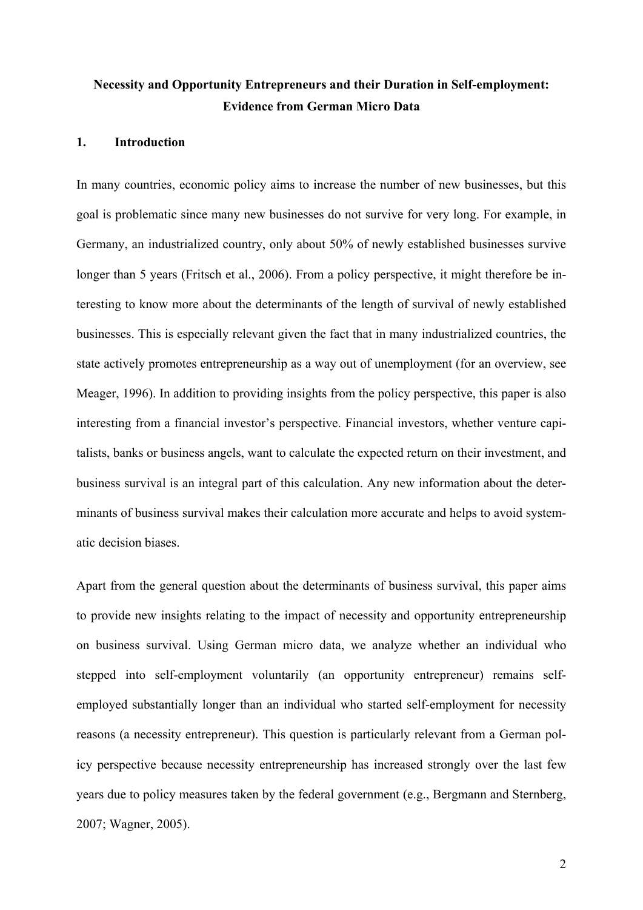**Necessity and Opportunity Entrepreneurs and their Duration in Self-employment: Evidence from German Micro Data**

## 1. Introduction

In many countries, economic policy aims to increase the number of new businesses, but this goal is problematic since many new businesses do not survive for very long. For example, in Germany, an industrialized country, only about 50% of newly established businesses survive longer than 5 years (Fritsch et al., 2006). From a policy perspective, it might therefore be interesting to know more about the determinants of the length of survival of newly established businesses. This is especially relevant given the fact that in many industrialized countries, the state actively promotes entrepreneurship as a way out of unemployment (for an overview, see Meager, 1996). In addition to providing insights from the policy perspective, this paper is also interesting from a financial investor's perspective. Financial investors, whether venture capitalists, banks or business angels, want to calculate the expected return on their investment, and business survival is an integral part of this calculation. Any new information about the determinants of business survival makes their calculation more accurate and helps to avoid systematic decision biases.

Apart from the general question about the determinants of business survival, this paper aims to provide new insights relating to the impact of necessity and opportunity entrepreneurship on business survival. Using German micro data, we analyze whether an individual who stepped into self-employment voluntarily (an opportunity entrepreneur) remains self-employed substantially longer than an individual who started self-employment for necessity reasons (a necessity entrepreneur). This question is particularly relevant from a German policy perspective because necessity entrepreneurship has increased strongly over the last few years due to policy measures taken by the federal government (e.g., Bergmann and Sternberg, 2007; Wagner, 2005).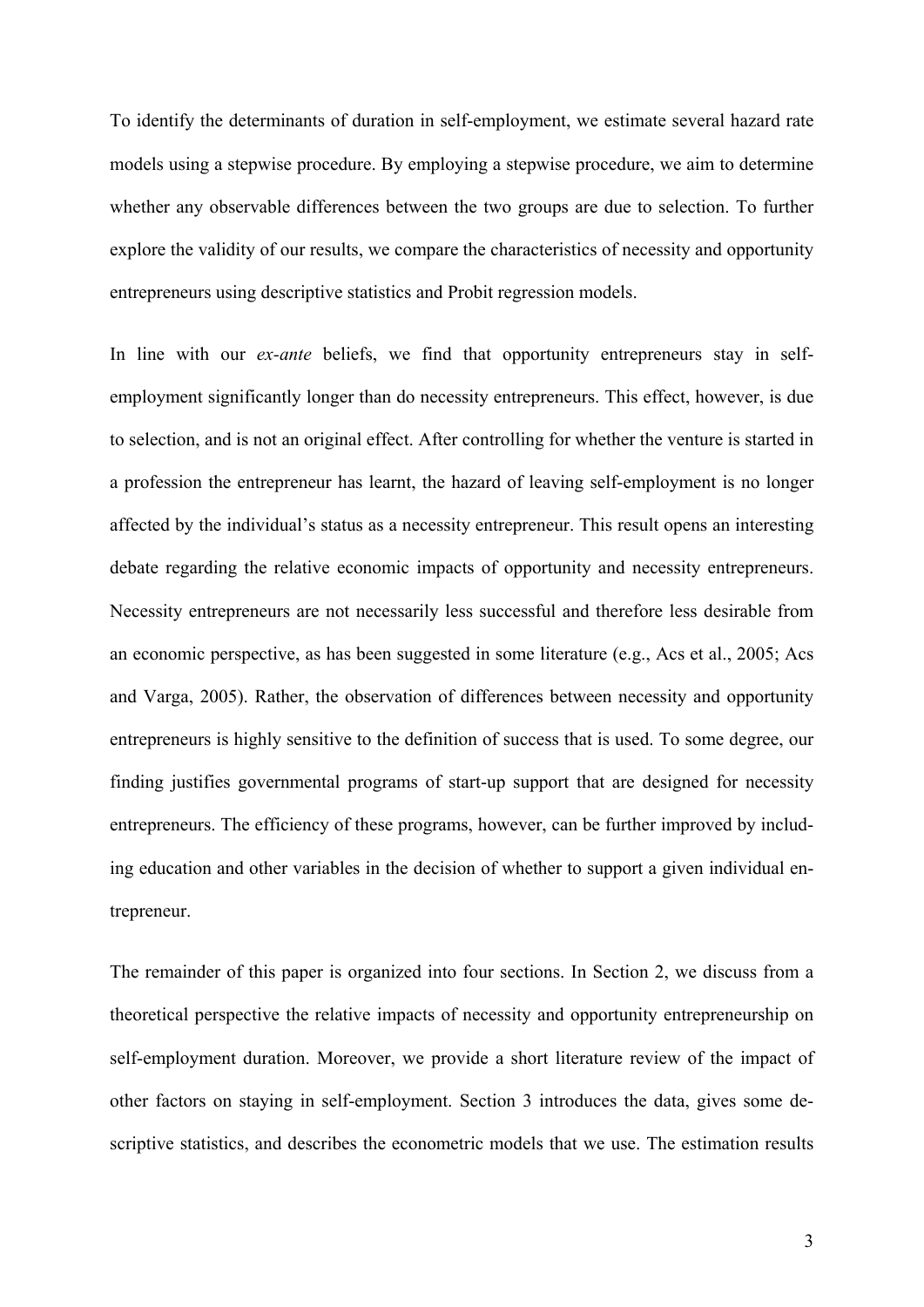To identify the determinants of duration in self-employment, we estimate several hazard rate models using a stepwise procedure. By employing a stepwise procedure, we aim to determine whether any observable differences between the two groups are due to selection. To further explore the validity of our results, we compare the characteristics of necessity and opportunity entrepreneurs using descriptive statistics and Probit regression models.

In line with our *ex-ante* beliefs, we find that opportunity entrepreneurs stay in self-employment significantly longer than do necessity entrepreneurs. This effect, however, is due to selection, and is not an original effect. After controlling for whether the venture is started in a profession the entrepreneur has learnt, the hazard of leaving self-employment is no longer affected by the individual's status as a necessity entrepreneur. This result opens an interesting debate regarding the relative economic impacts of opportunity and necessity entrepreneurs. Necessity entrepreneurs are not necessarily less successful and therefore less desirable from an economic perspective, as has been suggested in some literature (e.g., Acs et al., 2005; Acs and Varga, 2005). Rather, the observation of differences between necessity and opportunity entrepreneurs is highly sensitive to the definition of success that is used. To some degree, our finding justifies governmental programs of start-up support that are designed for necessity entrepreneurs. The efficiency of these programs, however, can be further improved by including education and other variables in the decision of whether to support a given individual entrepreneur.

The remainder of this paper is organized into four sections. In Section 2, we discuss from a theoretical perspective the relative impacts of necessity and opportunity entrepreneurship on self-employment duration. Moreover, we provide a short literature review of the impact of other factors on staying in self-employment. Section 3 introduces the data, gives some descriptive statistics, and describes the econometric models that we use. The estimation results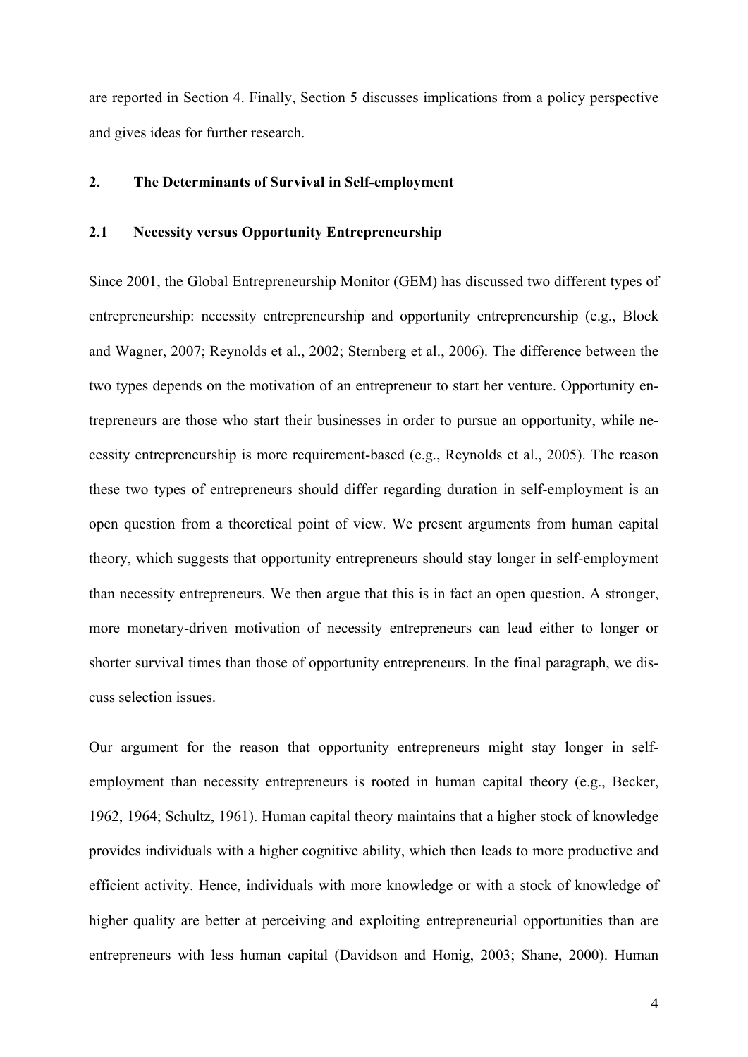are reported in Section 4. Finally, Section 5 discusses implications from a policy perspective and gives ideas for further research.

## 2. The Determinants of Survival in Self-employment

### 2.1 Necessity versus Opportunity Entrepreneurship

Since 2001, the Global Entrepreneurship Monitor (GEM) has discussed two different types of entrepreneurship: necessity entrepreneurship and opportunity entrepreneurship (e.g., Block and Wagner, 2007; Reynolds et al., 2002; Sternberg et al., 2006). The difference between the two types depends on the motivation of an entrepreneur to start her venture. Opportunity entrepreneurs are those who start their businesses in order to pursue an opportunity, while necessity entrepreneurship is more requirement-based (e.g., Reynolds et al., 2005). The reason these two types of entrepreneurs should differ regarding duration in self-employment is an open question from a theoretical point of view. We present arguments from human capital theory, which suggests that opportunity entrepreneurs should stay longer in self-employment than necessity entrepreneurs. We then argue that this is in fact an open question. A stronger, more monetary-driven motivation of necessity entrepreneurs can lead either to longer or shorter survival times than those of opportunity entrepreneurs. In the final paragraph, we discuss selection issues.

Our argument for the reason that opportunity entrepreneurs might stay longer in self-employment than necessity entrepreneurs is rooted in human capital theory (e.g., Becker, 1962, 1964; Schultz, 1961). Human capital theory maintains that a higher stock of knowledge provides individuals with a higher cognitive ability, which then leads to more productive and efficient activity. Hence, individuals with more knowledge or with a stock of knowledge of higher quality are better at perceiving and exploiting entrepreneurial opportunities than are entrepreneurs with less human capital (Davidson and Honig, 2003; Shane, 2000). Human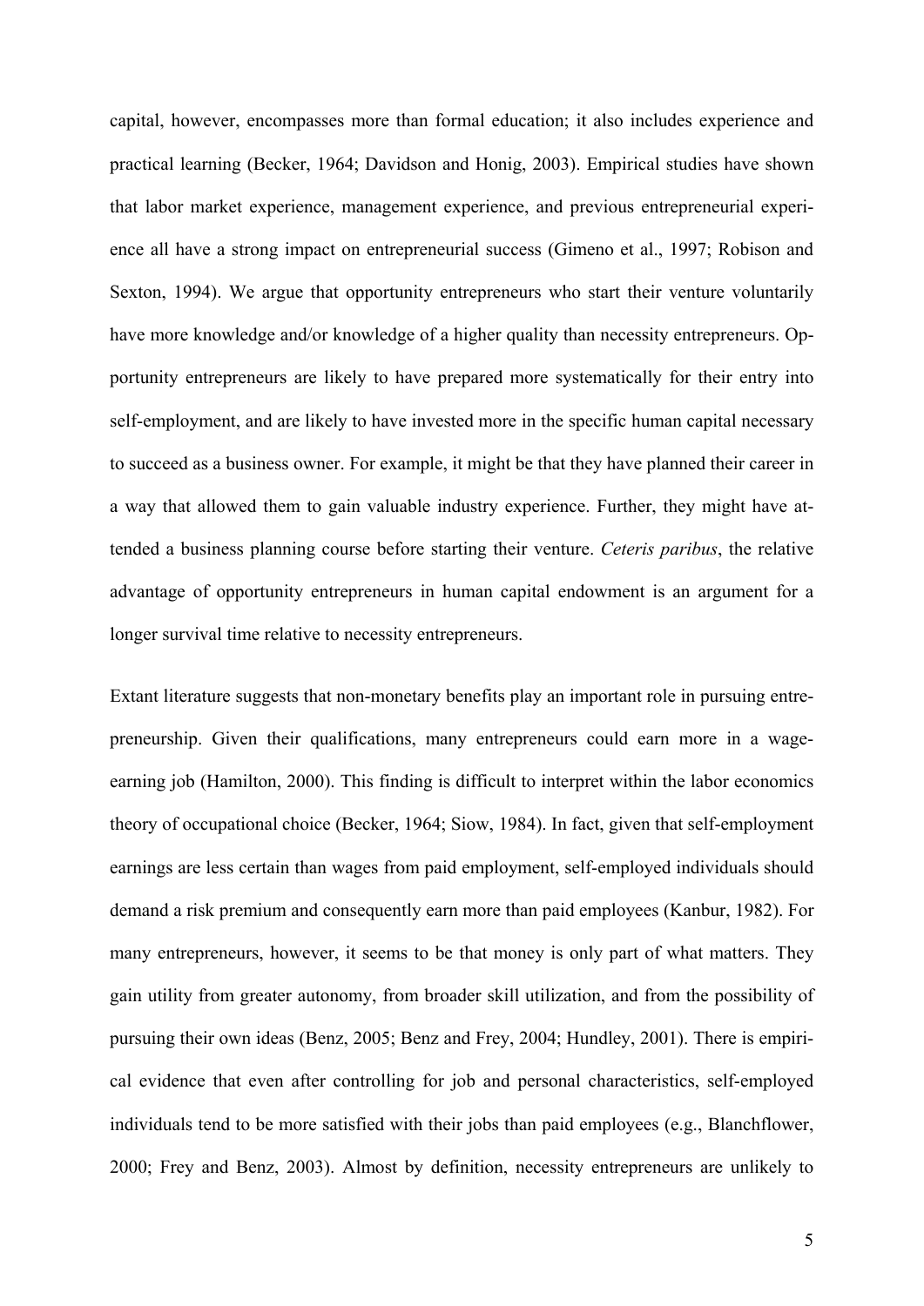capital, however, encompasses more than formal education; it also includes experience and practical learning (Becker, 1964; Davidson and Honig, 2003). Empirical studies have shown that labor market experience, management experience, and previous entrepreneurial experience all have a strong impact on entrepreneurial success (Gimeno et al., 1997; Robison and Sexton, 1994). We argue that opportunity entrepreneurs who start their venture voluntarily have more knowledge and/or knowledge of a higher quality than necessity entrepreneurs. Opportunity entrepreneurs are likely to have prepared more systematically for their entry into self-employment, and are likely to have invested more in the specific human capital necessary to succeed as a business owner. For example, it might be that they have planned their career in a way that allowed them to gain valuable industry experience. Further, they might have attended a business planning course before starting their venture. *Ceteris paribus*, the relative advantage of opportunity entrepreneurs in human capital endowment is an argument for a longer survival time relative to necessity entrepreneurs.

Extant literature suggests that non-monetary benefits play an important role in pursuing entrepreneurship. Given their qualifications, many entrepreneurs could earn more in a wage-earning job (Hamilton, 2000). This finding is difficult to interpret within the labor economics theory of occupational choice (Becker, 1964; Siow, 1984). In fact, given that self-employment earnings are less certain than wages from paid employment, self-employed individuals should demand a risk premium and consequently earn more than paid employees (Kanbur, 1982). For many entrepreneurs, however, it seems to be that money is only part of what matters. They gain utility from greater autonomy, from broader skill utilization, and from the possibility of pursuing their own ideas (Benz, 2005; Benz and Frey, 2004; Hundley, 2001). There is empirical evidence that even after controlling for job and personal characteristics, self-employed individuals tend to be more satisfied with their jobs than paid employees (e.g., Blanchflower, 2000; Frey and Benz, 2003). Almost by definition, necessity entrepreneurs are unlikely to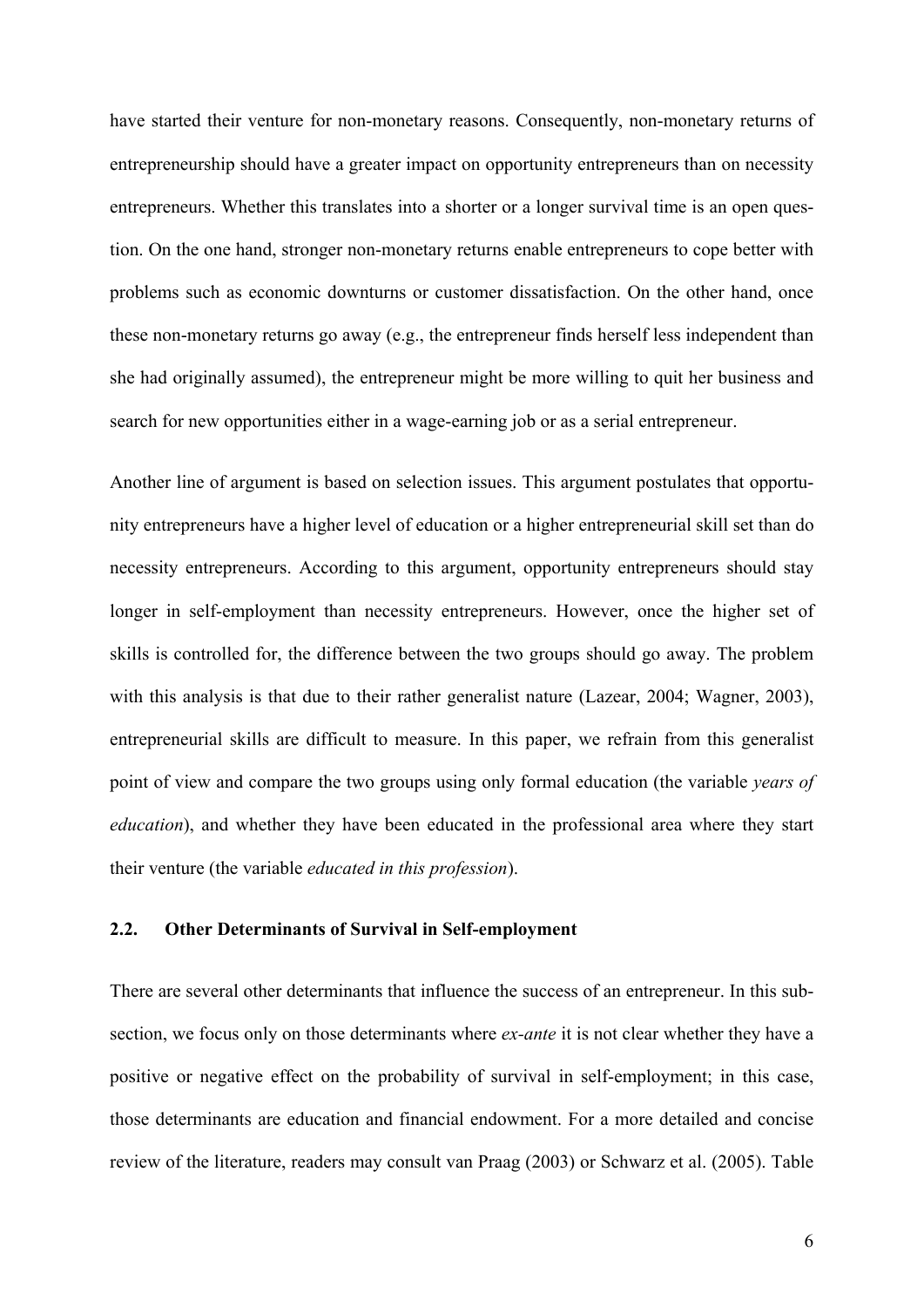have started their venture for non-monetary reasons. Consequently, non-monetary returns of entrepreneurship should have a greater impact on opportunity entrepreneurs than on necessity entrepreneurs. Whether this translates into a shorter or a longer survival time is an open question. On the one hand, stronger non-monetary returns enable entrepreneurs to cope better with problems such as economic downturns or customer dissatisfaction. On the other hand, once these non-monetary returns go away (e.g., the entrepreneur finds herself less independent than she had originally assumed), the entrepreneur might be more willing to quit her business and search for new opportunities either in a wage-earning job or as a serial entrepreneur.

Another line of argument is based on selection issues. This argument postulates that opportunity entrepreneurs have a higher level of education or a higher entrepreneurial skill set than do necessity entrepreneurs. According to this argument, opportunity entrepreneurs should stay longer in self-employment than necessity entrepreneurs. However, once the higher set of skills is controlled for, the difference between the two groups should go away. The problem with this analysis is that due to their rather generalist nature (Lazear, 2004; Wagner, 2003), entrepreneurial skills are difficult to measure. In this paper, we refrain from this generalist point of view and compare the two groups using only formal education (the variable *years of education*), and whether they have been educated in the professional area where they start their venture (the variable *educated in this profession*).

### 2.2. Other Determinants of Survival in Self-employment

There are several other determinants that influence the success of an entrepreneur. In this subsection, we focus only on those determinants where *ex-ante* it is not clear whether they have a positive or negative effect on the probability of survival in self-employment; in this case, those determinants are education and financial endowment. For a more detailed and concise review of the literature, readers may consult van Praag (2003) or Schwarz et al. (2005). Table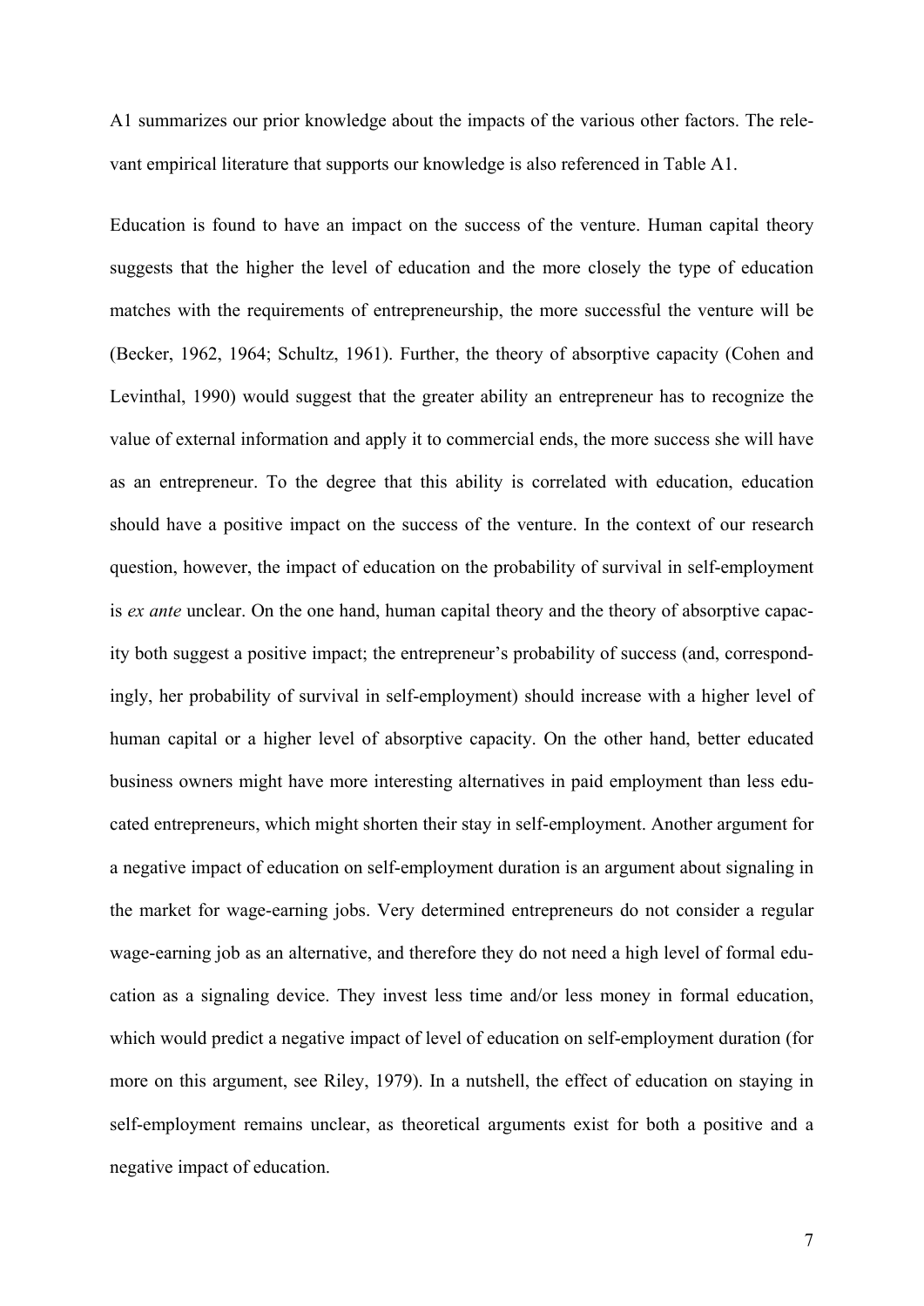A1 summarizes our prior knowledge about the impacts of the various other factors. The relevant empirical literature that supports our knowledge is also referenced in Table A1.

Education is found to have an impact on the success of the venture. Human capital theory suggests that the higher the level of education and the more closely the type of education matches with the requirements of entrepreneurship, the more successful the venture will be (Becker, 1962, 1964; Schultz, 1961). Further, the theory of absorptive capacity (Cohen and Levinthal, 1990) would suggest that the greater ability an entrepreneur has to recognize the value of external information and apply it to commercial ends, the more success she will have as an entrepreneur. To the degree that this ability is correlated with education, education should have a positive impact on the success of the venture. In the context of our research question, however, the impact of education on the probability of survival in self-employment is *ex ante* unclear. On the one hand, human capital theory and the theory of absorptive capacity both suggest a positive impact; the entrepreneur's probability of success (and, correspondingly, her probability of survival in self-employment) should increase with a higher level of human capital or a higher level of absorptive capacity. On the other hand, better educated business owners might have more interesting alternatives in paid employment than less educated entrepreneurs, which might shorten their stay in self-employment. Another argument for a negative impact of education on self-employment duration is an argument about signaling in the market for wage-earning jobs. Very determined entrepreneurs do not consider a regular wage-earning job as an alternative, and therefore they do not need a high level of formal education as a signaling device. They invest less time and/or less money in formal education, which would predict a negative impact of level of education on self-employment duration (for more on this argument, see Riley, 1979). In a nutshell, the effect of education on staying in self-employment remains unclear, as theoretical arguments exist for both a positive and a negative impact of education.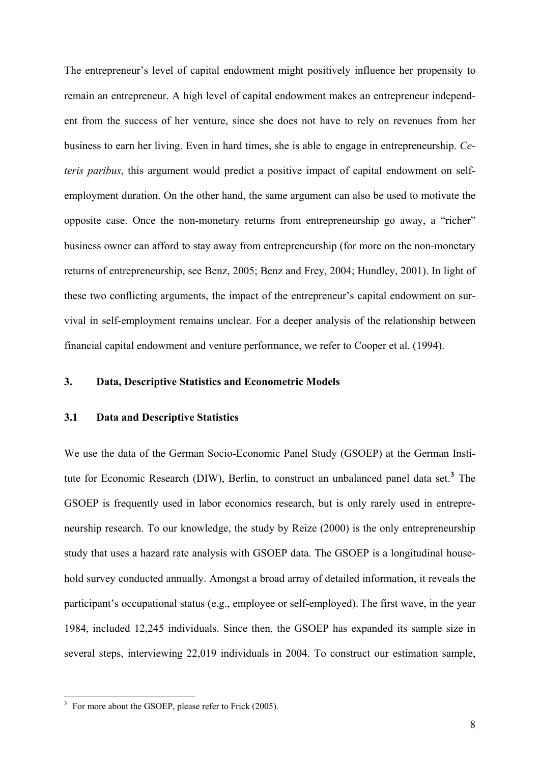The entrepreneur's level of capital endowment might positively influence her propensity to remain an entrepreneur. A high level of capital endowment makes an entrepreneur independent from the success of her venture, since she does not have to rely on revenues from her business to earn her living. Even in hard times, she is able to engage in entrepreneurship. *Ceteris paribus*, this argument would predict a positive impact of capital endowment on self-employment duration. On the other hand, the same argument can also be used to motivate the opposite case. Once the non-monetary returns from entrepreneurship go away, a "richer" business owner can afford to stay away from entrepreneurship (for more on the non-monetary returns of entrepreneurship, see Benz, 2005; Benz and Frey, 2004; Hundley, 2001). In light of these two conflicting arguments, the impact of the entrepreneur's capital endowment on survival in self-employment remains unclear. For a deeper analysis of the relationship between financial capital endowment and venture performance, we refer to Cooper et al. (1994).

## 3. Data, Descriptive Statistics and Econometric Models

### 3.1 Data and Descriptive Statistics

We use the data of the German Socio-Economic Panel Study (GSOEP) at the German Institute for Economic Research (DIW), Berlin, to construct an unbalanced panel data set.[3] The GSOEP is frequently used in labor economics research, but is only rarely used in entrepreneurship research. To our knowledge, the study by Reize (2000) is the only entrepreneurship study that uses a hazard rate analysis with GSOEP data. The GSOEP is a longitudinal household survey conducted annually. Amongst a broad array of detailed information, it reveals the participant's occupational status (e.g., employee or self-employed). The first wave, in the year 1984, included 12,245 individuals. Since then, the GSOEP has expanded its sample size in several steps, interviewing 22,019 individuals in 2004. To construct our estimation sample,

[3] For more about the GSOEP, please refer to Frick (2005).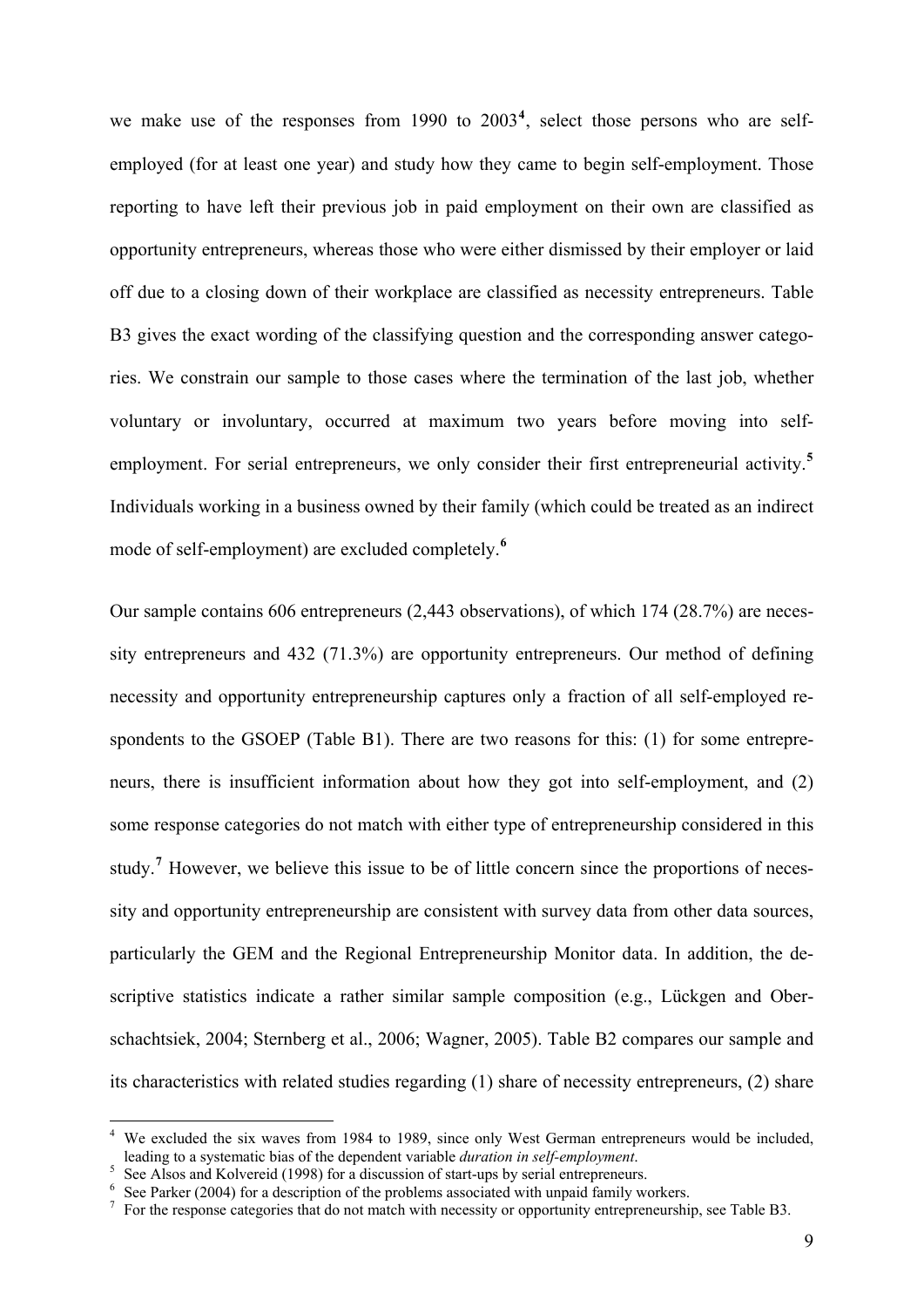we make use of the responses from 1990 to 2003[4], select those persons who are self-employed (for at least one year) and study how they came to begin self-employment. Those reporting to have left their previous job in paid employment on their own are classified as opportunity entrepreneurs, whereas those who were either dismissed by their employer or laid off due to a closing down of their workplace are classified as necessity entrepreneurs. Table B3 gives the exact wording of the classifying question and the corresponding answer categories. We constrain our sample to those cases where the termination of the last job, whether voluntary or involuntary, occurred at maximum two years before moving into self-employment. For serial entrepreneurs, we only consider their first entrepreneurial activity.[5] Individuals working in a business owned by their family (which could be treated as an indirect mode of self-employment) are excluded completely.[6]

Our sample contains 606 entrepreneurs (2,443 observations), of which 174 (28.7%) are necessity entrepreneurs and 432 (71.3%) are opportunity entrepreneurs. Our method of defining necessity and opportunity entrepreneurship captures only a fraction of all self-employed respondents to the GSOEP (Table B1). There are two reasons for this: (1) for some entrepreneurs, there is insufficient information about how they got into self-employment, and (2) some response categories do not match with either type of entrepreneurship considered in this study.[7] However, we believe this issue to be of little concern since the proportions of necessity and opportunity entrepreneurship are consistent with survey data from other data sources, particularly the GEM and the Regional Entrepreneurship Monitor data. In addition, the descriptive statistics indicate a rather similar sample composition (e.g., Lückgen and Oberschachtsiek, 2004; Sternberg et al., 2006; Wagner, 2005). Table B2 compares our sample and its characteristics with related studies regarding (1) share of necessity entrepreneurs, (2) share

---

[4] We excluded the six waves from 1984 to 1989, since only West German entrepreneurs would be included, leading to a systematic bias of the dependent variable *duration in self-employment*.

[5] See Alsos and Kolvereid (1998) for a discussion of start-ups by serial entrepreneurs.

[6] See Parker (2004) for a description of the problems associated with unpaid family workers.

[7] For the response categories that do not match with necessity or opportunity entrepreneurship, see Table B3.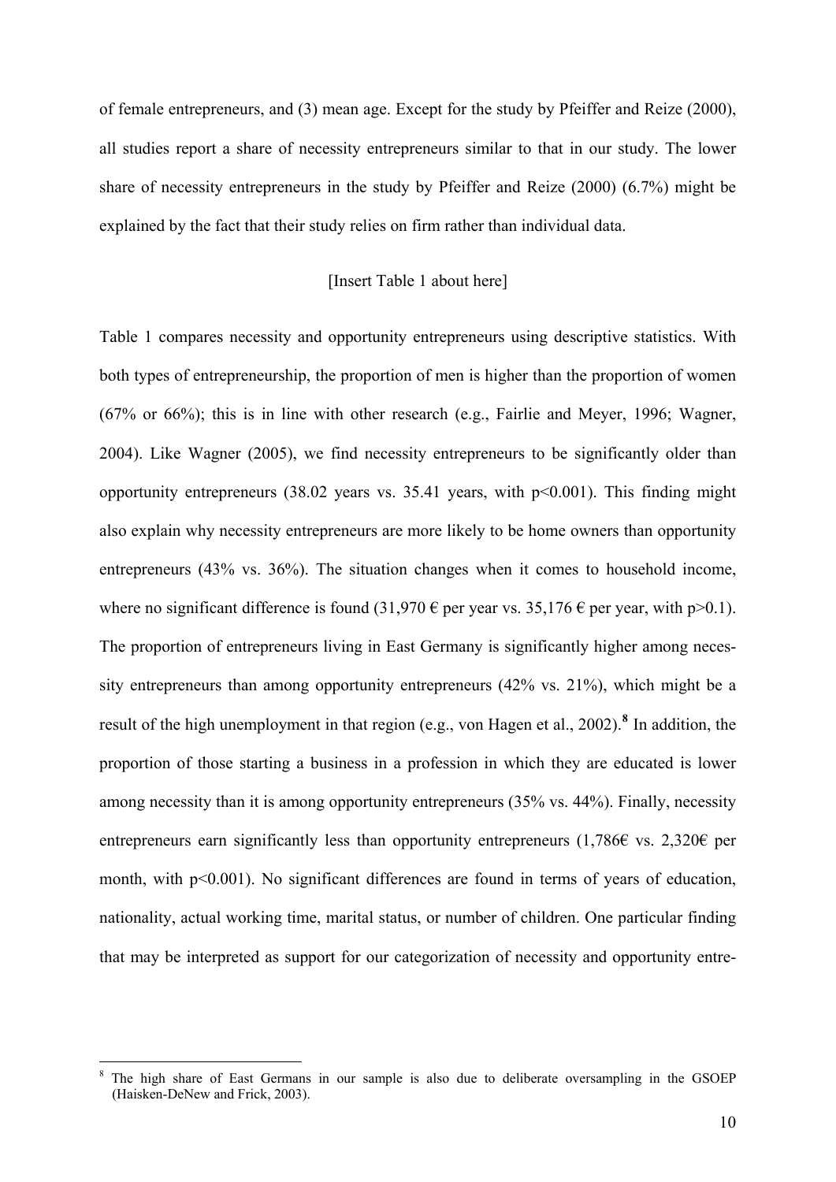of female entrepreneurs, and (3) mean age. Except for the study by Pfeiffer and Reize (2000), all studies report a share of necessity entrepreneurs similar to that in our study. The lower share of necessity entrepreneurs in the study by Pfeiffer and Reize (2000) (6.7%) might be explained by the fact that their study relies on firm rather than individual data.

[Insert Table 1 about here]

Table 1 compares necessity and opportunity entrepreneurs using descriptive statistics. With both types of entrepreneurship, the proportion of men is higher than the proportion of women (67% or 66%); this is in line with other research (e.g., Fairlie and Meyer, 1996; Wagner, 2004). Like Wagner (2005), we find necessity entrepreneurs to be significantly older than opportunity entrepreneurs (38.02 years vs. 35.41 years, with $p<0.001$). This finding might also explain why necessity entrepreneurs are more likely to be home owners than opportunity entrepreneurs (43% vs. 36%). The situation changes when it comes to household income, where no significant difference is found (31,970 € per year vs. 35,176 € per year, with $p>0.1$). The proportion of entrepreneurs living in East Germany is significantly higher among necessity entrepreneurs than among opportunity entrepreneurs (42% vs. 21%), which might be a result of the high unemployment in that region (e.g., von Hagen et al., 2002).[8] In addition, the proportion of those starting a business in a profession in which they are educated is lower among necessity than it is among opportunity entrepreneurs (35% vs. 44%). Finally, necessity entrepreneurs earn significantly less than opportunity entrepreneurs (1,786€ vs. 2,320€ per month, with $p<0.001$). No significant differences are found in terms of years of education, nationality, actual working time, marital status, or number of children. One particular finding that may be interpreted as support for our categorization of necessity and opportunity entre-

[8] The high share of East Germans in our sample is also due to deliberate oversampling in the GSOEP (Haisken-DeNew and Frick, 2003).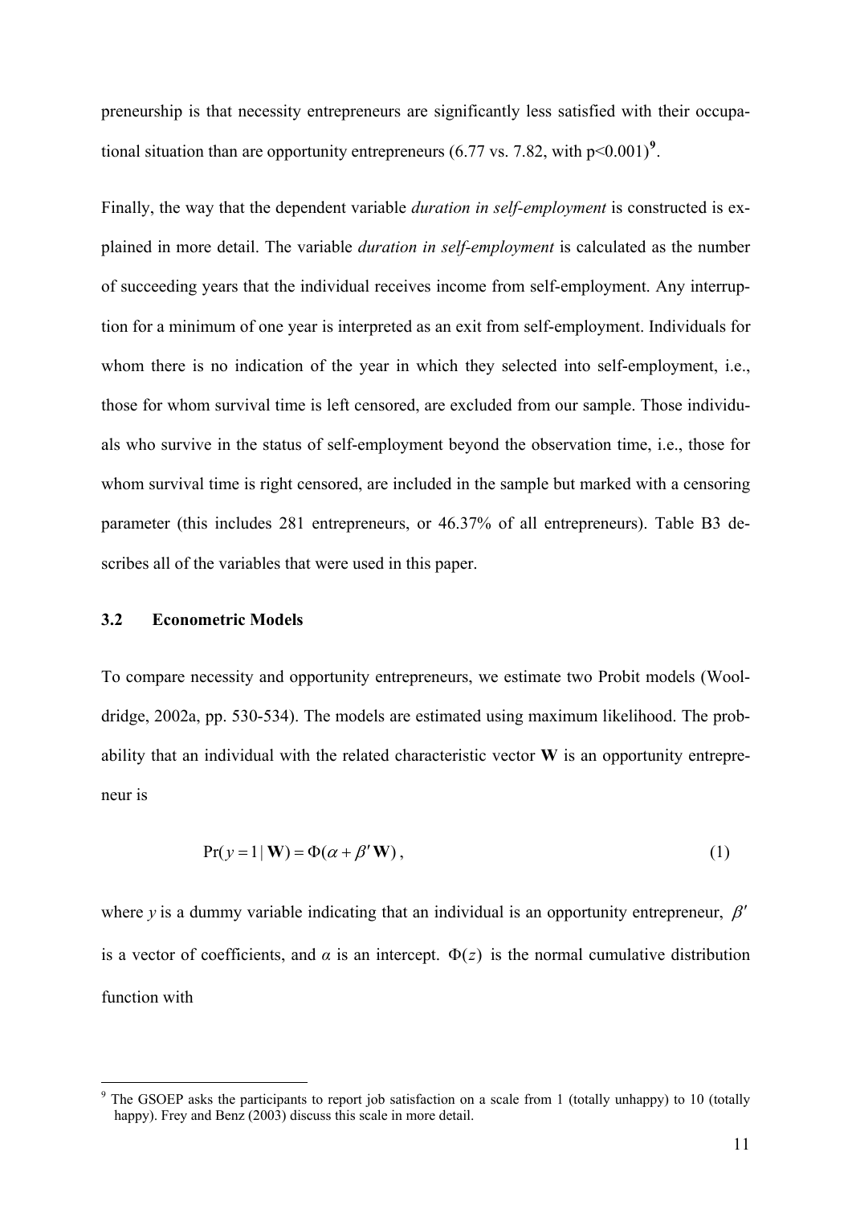preneurship is that necessity entrepreneurs are significantly less satisfied with their occupational situation than are opportunity entrepreneurs (6.77 vs. 7.82, with $p<0.001$)[9].

Finally, the way that the dependent variable *duration in self-employment* is constructed is explained in more detail. The variable *duration in self-employment* is calculated as the number of succeeding years that the individual receives income from self-employment. Any interruption for a minimum of one year is interpreted as an exit from self-employment. Individuals for whom there is no indication of the year in which they selected into self-employment, i.e., those for whom survival time is left censored, are excluded from our sample. Those individuals who survive in the status of self-employment beyond the observation time, i.e., those for whom survival time is right censored, are included in the sample but marked with a censoring parameter (this includes 281 entrepreneurs, or 46.37% of all entrepreneurs). Table B3 describes all of the variables that were used in this paper.

### 3.2 Econometric Models

To compare necessity and opportunity entrepreneurs, we estimate two Probit models (Wooldridge, 2002a, pp. 530-534). The models are estimated using maximum likelihood. The probability that an individual with the related characteristic vector **W** is an opportunity entrepreneur is

$$\Pr(y=1 \mid \mathbf{W}) = \Phi(\alpha + \beta' \mathbf{W}), \tag{1}$$

where $y$ is a dummy variable indicating that an individual is an opportunity entrepreneur, $\beta'$ is a vector of coefficients, and $\alpha$ is an intercept. $\Phi(z)$ is the normal cumulative distribution function with

[9] The GSOEP asks the participants to report job satisfaction on a scale from 1 (totally unhappy) to 10 (totally happy). Frey and Benz (2003) discuss this scale in more detail.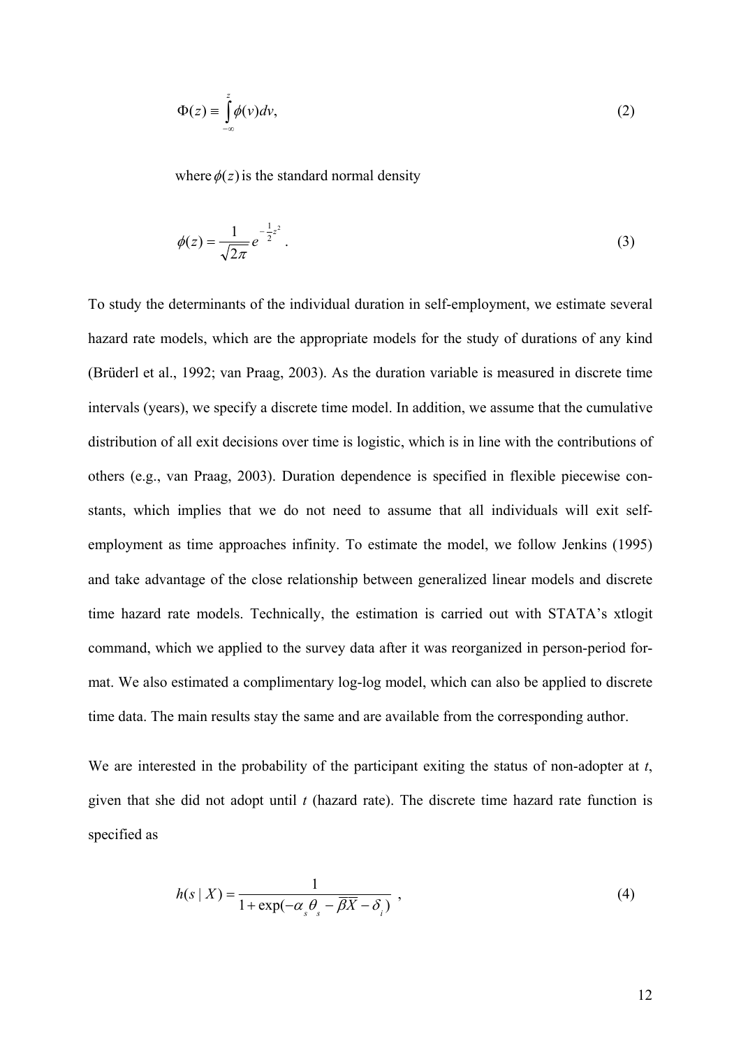$$\Phi(z) \equiv \int_{-\infty}^{z} \phi(v)dv, \tag{2}$$

where $\phi(z)$ is the standard normal density

$$\phi(z) = \frac{1}{\sqrt{2\pi}} e^{-\frac{1}{2}z^2} . \tag{3}$$

To study the determinants of the individual duration in self-employment, we estimate several hazard rate models, which are the appropriate models for the study of durations of any kind (Brüderl et al., 1992; van Praag, 2003). As the duration variable is measured in discrete time intervals (years), we specify a discrete time model. In addition, we assume that the cumulative distribution of all exit decisions over time is logistic, which is in line with the contributions of others (e.g., van Praag, 2003). Duration dependence is specified in flexible piecewise constants, which implies that we do not need to assume that all individuals will exit self-employment as time approaches infinity. To estimate the model, we follow Jenkins (1995) and take advantage of the close relationship between generalized linear models and discrete time hazard rate models. Technically, the estimation is carried out with STATA's xtlogit command, which we applied to the survey data after it was reorganized in person-period format. We also estimated a complimentary log-log model, which can also be applied to discrete time data. The main results stay the same and are available from the corresponding author.

We are interested in the probability of the participant exiting the status of non-adopter at $t$, given that she did not adopt until $t$ (hazard rate). The discrete time hazard rate function is specified as

$$h(s \mid X) = \frac{1}{1 + \exp(-\alpha_s \theta_s - \overline{\beta X} - \delta_i)} , \tag{4}$$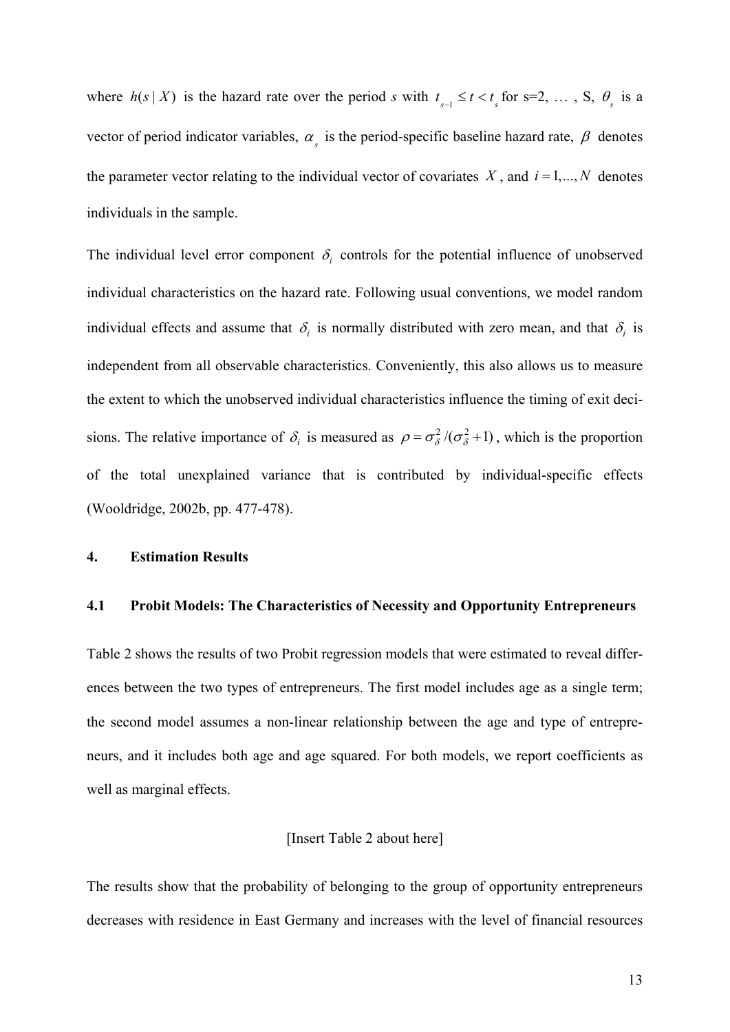where $h(s \mid X)$ is the hazard rate over the period $s$ with $t_{s-1} \leq t < t_s$ for s=2, … , S, $\theta_s$ is a vector of period indicator variables, $\alpha_s$ is the period-specific baseline hazard rate, $\beta$ denotes the parameter vector relating to the individual vector of covariates $X$, and $i = 1,...,N$ denotes individuals in the sample.

The individual level error component $\delta_i$ controls for the potential influence of unobserved individual characteristics on the hazard rate. Following usual conventions, we model random individual effects and assume that $\delta_i$ is normally distributed with zero mean, and that $\delta_i$ is independent from all observable characteristics. Conveniently, this also allows us to measure the extent to which the unobserved individual characteristics influence the timing of exit decisions. The relative importance of $\delta_i$ is measured as $\rho = \sigma_\delta^2 / (\sigma_\delta^2 + 1)$, which is the proportion of the total unexplained variance that is contributed by individual-specific effects (Wooldridge, 2002b, pp. 477-478).

## 4. Estimation Results

### 4.1 Probit Models: The Characteristics of Necessity and Opportunity Entrepreneurs

Table 2 shows the results of two Probit regression models that were estimated to reveal differences between the two types of entrepreneurs. The first model includes age as a single term; the second model assumes a non-linear relationship between the age and type of entrepreneurs, and it includes both age and age squared. For both models, we report coefficients as well as marginal effects.

[Insert Table 2 about here]

The results show that the probability of belonging to the group of opportunity entrepreneurs decreases with residence in East Germany and increases with the level of financial resources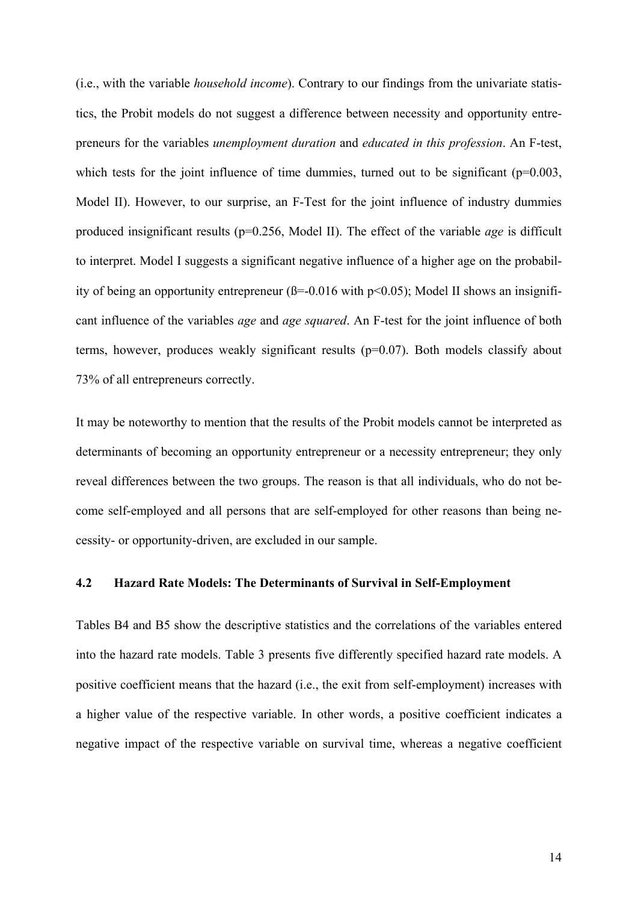(i.e., with the variable *household income*). Contrary to our findings from the univariate statistics, the Probit models do not suggest a difference between necessity and opportunity entrepreneurs for the variables *unemployment duration* and *educated in this profession*. An F-test, which tests for the joint influence of time dummies, turned out to be significant ($p=0.003$, Model II). However, to our surprise, an F-Test for the joint influence of industry dummies produced insignificant results ($p=0.256$, Model II). The effect of the variable *age* is difficult to interpret. Model I suggests a significant negative influence of a higher age on the probability of being an opportunity entrepreneur ($\beta=-0.016$ with $p<0.05$); Model II shows an insignificant influence of the variables *age* and *age squared*. An F-test for the joint influence of both terms, however, produces weakly significant results ($p=0.07$). Both models classify about 73% of all entrepreneurs correctly.

It may be noteworthy to mention that the results of the Probit models cannot be interpreted as determinants of becoming an opportunity entrepreneur or a necessity entrepreneur; they only reveal differences between the two groups. The reason is that all individuals, who do not become self-employed and all persons that are self-employed for other reasons than being necessity- or opportunity-driven, are excluded in our sample.

### 4.2 Hazard Rate Models: The Determinants of Survival in Self-Employment

Tables B4 and B5 show the descriptive statistics and the correlations of the variables entered into the hazard rate models. Table 3 presents five differently specified hazard rate models. A positive coefficient means that the hazard (i.e., the exit from self-employment) increases with a higher value of the respective variable. In other words, a positive coefficient indicates a negative impact of the respective variable on survival time, whereas a negative coefficient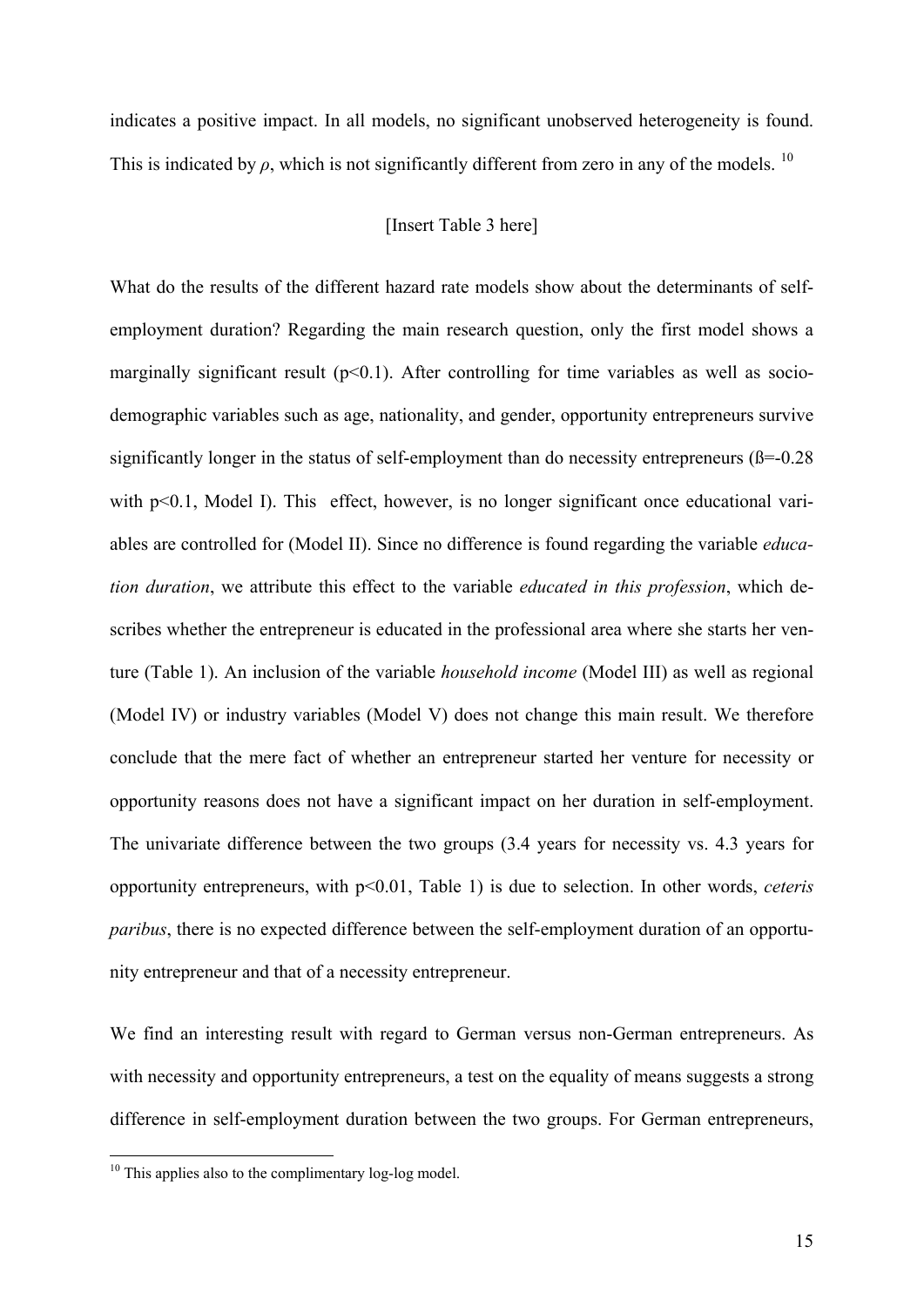indicates a positive impact. In all models, no significant unobserved heterogeneity is found. This is indicated by $\rho$, which is not significantly different from zero in any of the models. [10]

[Insert Table 3 here]

What do the results of the different hazard rate models show about the determinants of self-employment duration? Regarding the main research question, only the first model shows a marginally significant result ($p<0.1$). After controlling for time variables as well as socio-demographic variables such as age, nationality, and gender, opportunity entrepreneurs survive significantly longer in the status of self-employment than do necessity entrepreneurs ($\beta=-0.28$ with $p<0.1$, Model I). This effect, however, is no longer significant once educational variables are controlled for (Model II). Since no difference is found regarding the variable *education duration*, we attribute this effect to the variable *educated in this profession*, which describes whether the entrepreneur is educated in the professional area where she starts her venture (Table 1). An inclusion of the variable *household income* (Model III) as well as regional (Model IV) or industry variables (Model V) does not change this main result. We therefore conclude that the mere fact of whether an entrepreneur started her venture for necessity or opportunity reasons does not have a significant impact on her duration in self-employment. The univariate difference between the two groups (3.4 years for necessity vs. 4.3 years for opportunity entrepreneurs, with $p<0.01$, Table 1) is due to selection. In other words, *ceteris paribus*, there is no expected difference between the self-employment duration of an opportunity entrepreneur and that of a necessity entrepreneur.

We find an interesting result with regard to German versus non-German entrepreneurs. As with necessity and opportunity entrepreneurs, a test on the equality of means suggests a strong difference in self-employment duration between the two groups. For German entrepreneurs,

[10] This applies also to the complimentary log-log model.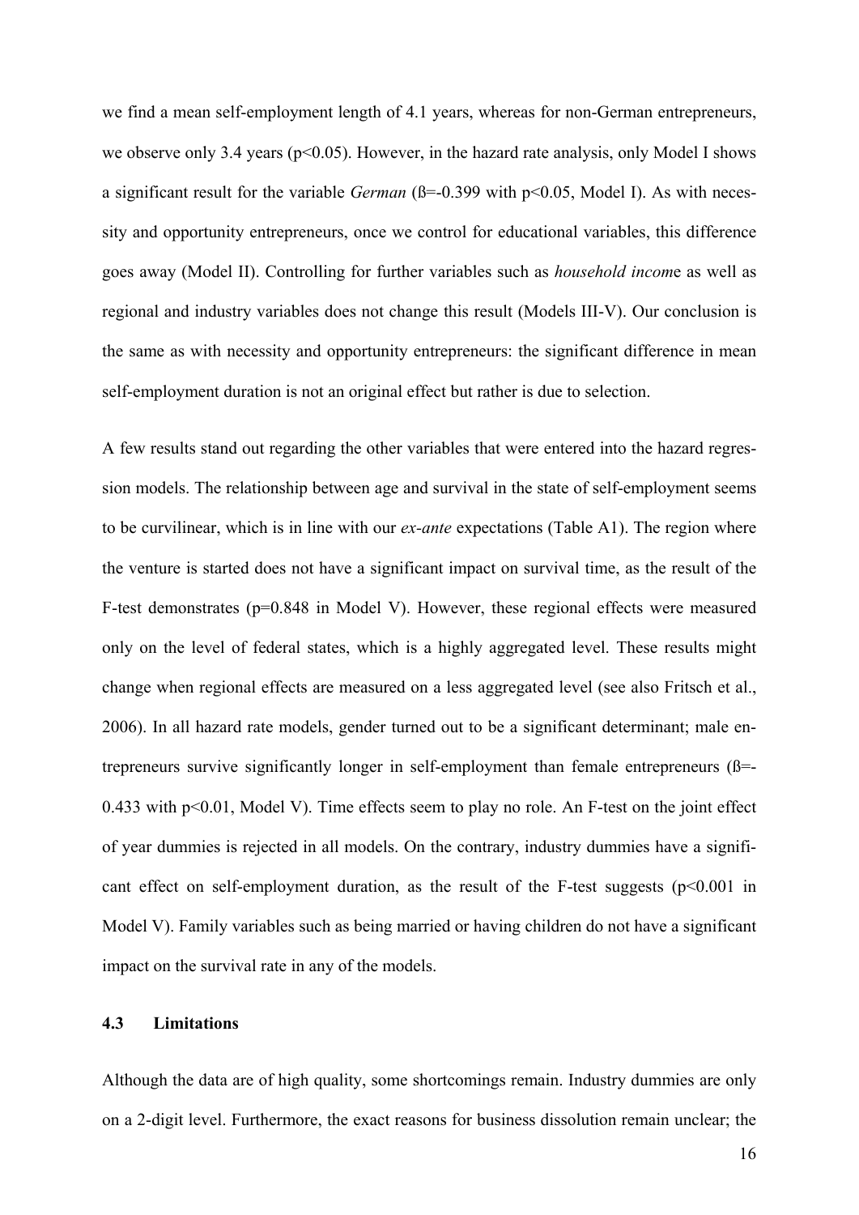we find a mean self-employment length of 4.1 years, whereas for non-German entrepreneurs, we observe only 3.4 years ($p<0.05$). However, in the hazard rate analysis, only Model I shows a significant result for the variable *German* (ß=-0.399 with $p<0.05$, Model I). As with necessity and opportunity entrepreneurs, once we control for educational variables, this difference goes away (Model II). Controlling for further variables such as *household incom*e as well as regional and industry variables does not change this result (Models III-V). Our conclusion is the same as with necessity and opportunity entrepreneurs: the significant difference in mean self-employment duration is not an original effect but rather is due to selection.

A few results stand out regarding the other variables that were entered into the hazard regression models. The relationship between age and survival in the state of self-employment seems to be curvilinear, which is in line with our *ex-ante* expectations (Table A1). The region where the venture is started does not have a significant impact on survival time, as the result of the F-test demonstrates ($p=0.848$ in Model V). However, these regional effects were measured only on the level of federal states, which is a highly aggregated level. These results might change when regional effects are measured on a less aggregated level (see also Fritsch et al., 2006). In all hazard rate models, gender turned out to be a significant determinant; male entrepreneurs survive significantly longer in self-employment than female entrepreneurs (ß=-0.433 with $p<0.01$, Model V). Time effects seem to play no role. An F-test on the joint effect of year dummies is rejected in all models. On the contrary, industry dummies have a significant effect on self-employment duration, as the result of the F-test suggests ($p<0.001$ in Model V). Family variables such as being married or having children do not have a significant impact on the survival rate in any of the models.

### 4.3 Limitations

Although the data are of high quality, some shortcomings remain. Industry dummies are only on a 2-digit level. Furthermore, the exact reasons for business dissolution remain unclear; the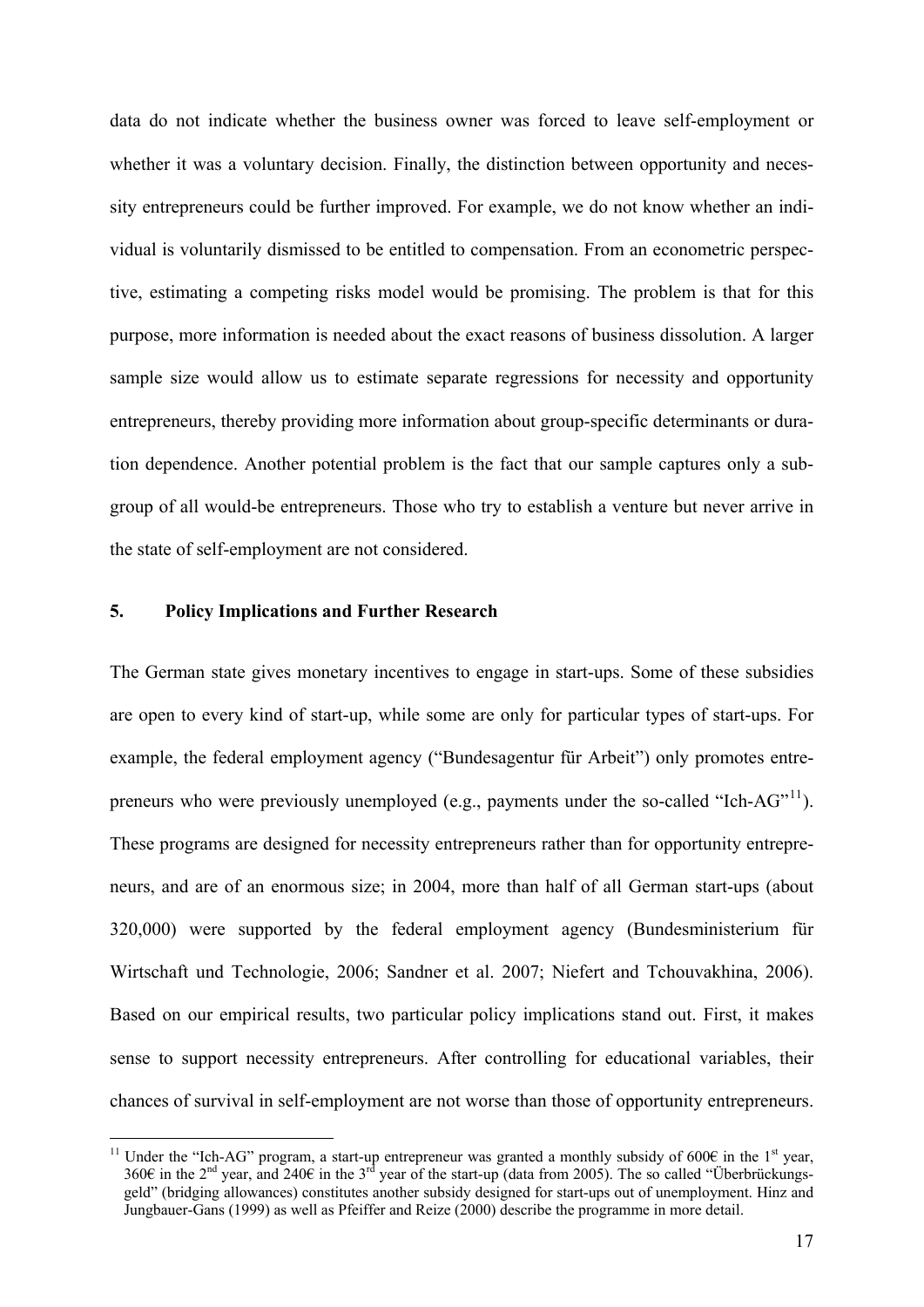data do not indicate whether the business owner was forced to leave self-employment or whether it was a voluntary decision. Finally, the distinction between opportunity and necessity entrepreneurs could be further improved. For example, we do not know whether an individual is voluntarily dismissed to be entitled to compensation. From an econometric perspective, estimating a competing risks model would be promising. The problem is that for this purpose, more information is needed about the exact reasons of business dissolution. A larger sample size would allow us to estimate separate regressions for necessity and opportunity entrepreneurs, thereby providing more information about group-specific determinants or duration dependence. Another potential problem is the fact that our sample captures only a subgroup of all would-be entrepreneurs. Those who try to establish a venture but never arrive in the state of self-employment are not considered.

## 5. Policy Implications and Further Research

The German state gives monetary incentives to engage in start-ups. Some of these subsidies are open to every kind of start-up, while some are only for particular types of start-ups. For example, the federal employment agency ("Bundesagentur für Arbeit") only promotes entrepreneurs who were previously unemployed (e.g., payments under the so-called "Ich-AG"[11]). These programs are designed for necessity entrepreneurs rather than for opportunity entrepreneurs, and are of an enormous size; in 2004, more than half of all German start-ups (about 320,000) were supported by the federal employment agency (Bundesministerium für Wirtschaft und Technologie, 2006; Sandner et al. 2007; Niefert and Tchouvakhina, 2006). Based on our empirical results, two particular policy implications stand out. First, it makes sense to support necessity entrepreneurs. After controlling for educational variables, their chances of survival in self-employment are not worse than those of opportunity entrepreneurs.

[11] Under the "Ich-AG" program, a start-up entrepreneur was granted a monthly subsidy of 600€ in the 1st year, 360€ in the 2nd year, and 240€ in the 3rd year of the start-up (data from 2005). The so called "Überbrückungsgeld" (bridging allowances) constitutes another subsidy designed for start-ups out of unemployment. Hinz and Jungbauer-Gans (1999) as well as Pfeiffer and Reize (2000) describe the programme in more detail.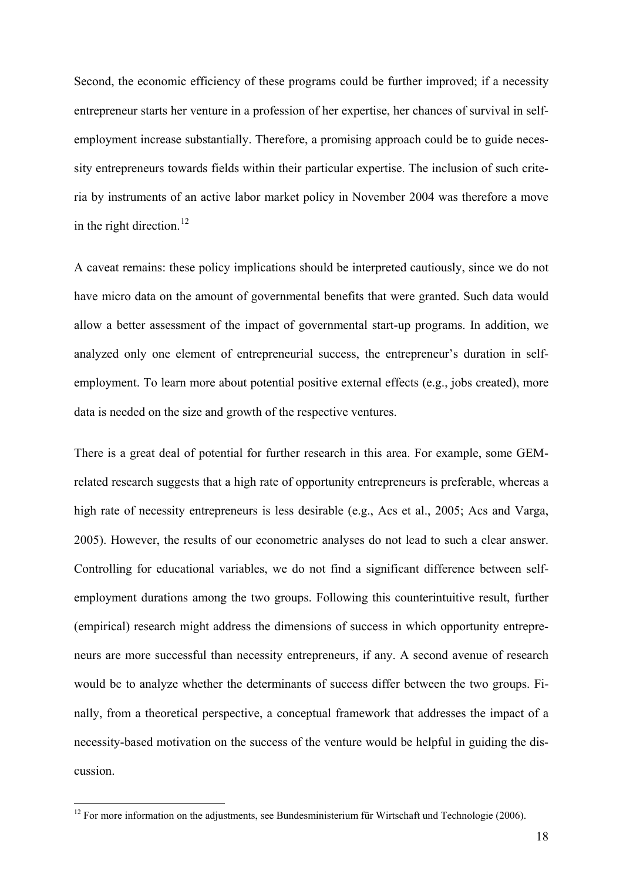Second, the economic efficiency of these programs could be further improved; if a necessity entrepreneur starts her venture in a profession of her expertise, her chances of survival in self-employment increase substantially. Therefore, a promising approach could be to guide necessity entrepreneurs towards fields within their particular expertise. The inclusion of such criteria by instruments of an active labor market policy in November 2004 was therefore a move in the right direction.[12]

A caveat remains: these policy implications should be interpreted cautiously, since we do not have micro data on the amount of governmental benefits that were granted. Such data would allow a better assessment of the impact of governmental start-up programs. In addition, we analyzed only one element of entrepreneurial success, the entrepreneur's duration in self-employment. To learn more about potential positive external effects (e.g., jobs created), more data is needed on the size and growth of the respective ventures.

There is a great deal of potential for further research in this area. For example, some GEM-related research suggests that a high rate of opportunity entrepreneurs is preferable, whereas a high rate of necessity entrepreneurs is less desirable (e.g., Acs et al., 2005; Acs and Varga, 2005). However, the results of our econometric analyses do not lead to such a clear answer. Controlling for educational variables, we do not find a significant difference between self-employment durations among the two groups. Following this counterintuitive result, further (empirical) research might address the dimensions of success in which opportunity entrepreneurs are more successful than necessity entrepreneurs, if any. A second avenue of research would be to analyze whether the determinants of success differ between the two groups. Finally, from a theoretical perspective, a conceptual framework that addresses the impact of a necessity-based motivation on the success of the venture would be helpful in guiding the discussion.

[12] For more information on the adjustments, see Bundesministerium für Wirtschaft und Technologie (2006).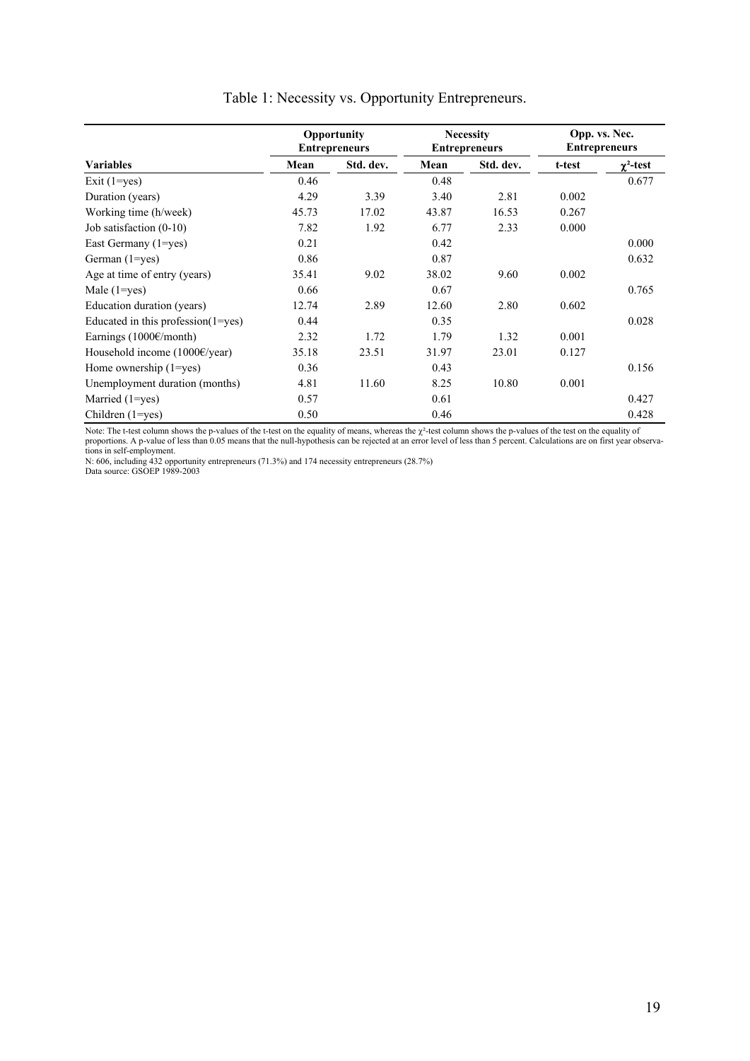Table 1: Necessity vs. Opportunity Entrepreneurs.

| | Opportunity Entrepreneurs | | Necessity Entrepreneurs | | Opp. vs. Nec. Entrepreneurs | |
|---|---|---|---|---|---|---|
| **Variables** | **Mean** | **Std. dev.** | **Mean** | **Std. dev.** | **t-test** | **$\chi^2$-test** |
| Exit (1=yes) | 0.46 | | 0.48 | | | 0.677 |
| Duration (years) | 4.29 | 3.39 | 3.40 | 2.81 | 0.002 | |
| Working time (h/week) | 45.73 | 17.02 | 43.87 | 16.53 | 0.267 | |
| Job satisfaction (0-10) | 7.82 | 1.92 | 6.77 | 2.33 | 0.000 | |
| East Germany (1=yes) | 0.21 | | 0.42 | | | 0.000 |
| German (1=yes) | 0.86 | | 0.87 | | | 0.632 |
| Age at time of entry (years) | 35.41 | 9.02 | 38.02 | 9.60 | 0.002 | |
| Male (1=yes) | 0.66 | | 0.67 | | | 0.765 |
| Education duration (years) | 12.74 | 2.89 | 12.60 | 2.80 | 0.602 | |
| Educated in this profession(1=yes) | 0.44 | | 0.35 | | | 0.028 |
| Earnings (1000€/month) | 2.32 | 1.72 | 1.79 | 1.32 | 0.001 | |
| Household income (1000€/year) | 35.18 | 23.51 | 31.97 | 23.01 | 0.127 | |
| Home ownership (1=yes) | 0.36 | | 0.43 | | | 0.156 |
| Unemployment duration (months) | 4.81 | 11.60 | 8.25 | 10.80 | 0.001 | |
| Married (1=yes) | 0.57 | | 0.61 | | | 0.427 |
| Children (1=yes) | 0.50 | | 0.46 | | | 0.428 |

Note: The t-test column shows the p-values of the t-test on the equality of means, whereas the $\chi^2$-test column shows the p-values of the test on the equality of proportions. A p-value of less than 0.05 means that the null-hypothesis can be rejected at an error level of less than 5 percent. Calculations are on first year observations in self-employment.

N: 606, including 432 opportunity entrepreneurs (71.3%) and 174 necessity entrepreneurs (28.7%)

Data source: GSOEP 1989-2003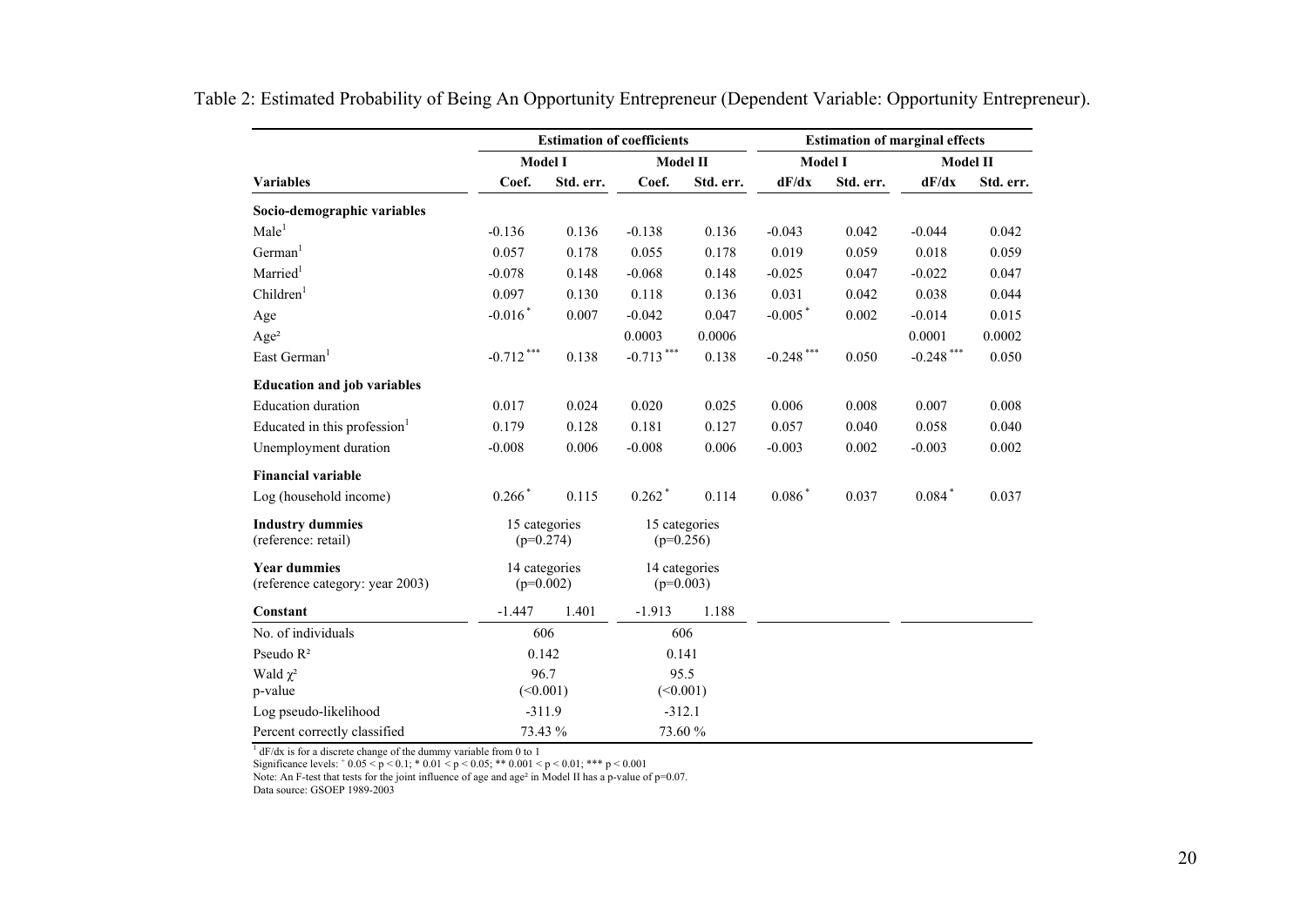Table 2: Estimated Probability of Being An Opportunity Entrepreneur (Dependent Variable: Opportunity Entrepreneur).

| | Estimation of coefficients | | | | Estimation of marginal effects | | | |
|---|---|---|---|---|---|---|---|---|
| | Model I | | Model II | | Model I | | Model II | |
| **Variables** | **Coef.** | **Std. err.** | **Coef.** | **Std. err.** | **dF/dx** | **Std. err.** | **dF/dx** | **Std. err.** |
| **Socio-demographic variables** | | | | | | | | |
| Male[1] | -0.136 | 0.136 | -0.138 | 0.136 | -0.043 | 0.042 | -0.044 | 0.042 |
| German[1] | 0.057 | 0.178 | 0.055 | 0.178 | 0.019 | 0.059 | 0.018 | 0.059 |
| Married[1] | -0.078 | 0.148 | -0.068 | 0.148 | -0.025 | 0.047 | -0.022 | 0.047 |
| Children[1] | 0.097 | 0.130 | 0.118 | 0.136 | 0.031 | 0.042 | 0.038 | 0.044 |
| Age | -0.016 * | 0.007 | -0.042 | 0.047 | -0.005 * | 0.002 | -0.014 | 0.015 |
| Age² | | | 0.0003 | 0.0006 | | | 0.0001 | 0.0002 |
| East German[1] | -0.712 *** | 0.138 | -0.713 *** | 0.138 | -0.248 *** | 0.050 | -0.248 *** | 0.050 |
| **Education and job variables** | | | | | | | | |
| Education duration | 0.017 | 0.024 | 0.020 | 0.025 | 0.006 | 0.008 | 0.007 | 0.008 |
| Educated in this profession[1] | 0.179 | 0.128 | 0.181 | 0.127 | 0.057 | 0.040 | 0.058 | 0.040 |
| Unemployment duration | -0.008 | 0.006 | -0.008 | 0.006 | -0.003 | 0.002 | -0.003 | 0.002 |
| **Financial variable** | | | | | | | | |
| Log (household income) | 0.266 * | 0.115 | 0.262 * | 0.114 | 0.086 * | 0.037 | 0.084 * | 0.037 |
| **Industry dummies** (reference: retail) | 15 categories (p=0.274) | | 15 categories (p=0.256) | | | | | |
| **Year dummies** (reference category: year 2003) | 14 categories (p=0.002) | | 14 categories (p=0.003) | | | | | |
| **Constant** | -1.447 | 1.401 | -1.913 | 1.188 | | | | |
| No. of individuals | 606 | | 606 | | | | | |
| Pseudo R² | 0.142 | | 0.141 | | | | | |
| Wald $\chi^2$ p-value | 96.7 (<0.001) | | 95.5 (<0.001) | | | | | |
| Log pseudo-likelihood | -311.9 | | -312.1 | | | | | |
| Percent correctly classified | 73.43 % | | 73.60 % | | | | | |

[1] dF/dx is for a discrete change of the dummy variable from 0 to 1

Significance levels: + 0.05 < p < 0.1; * 0.01 < p < 0.05; ** 0.001 < p < 0.01; *** p < 0.001

Note: An F-test that tests for the joint influence of age and age² in Model II has a p-value of p=0.07.

Data source: GSOEP 1989-2003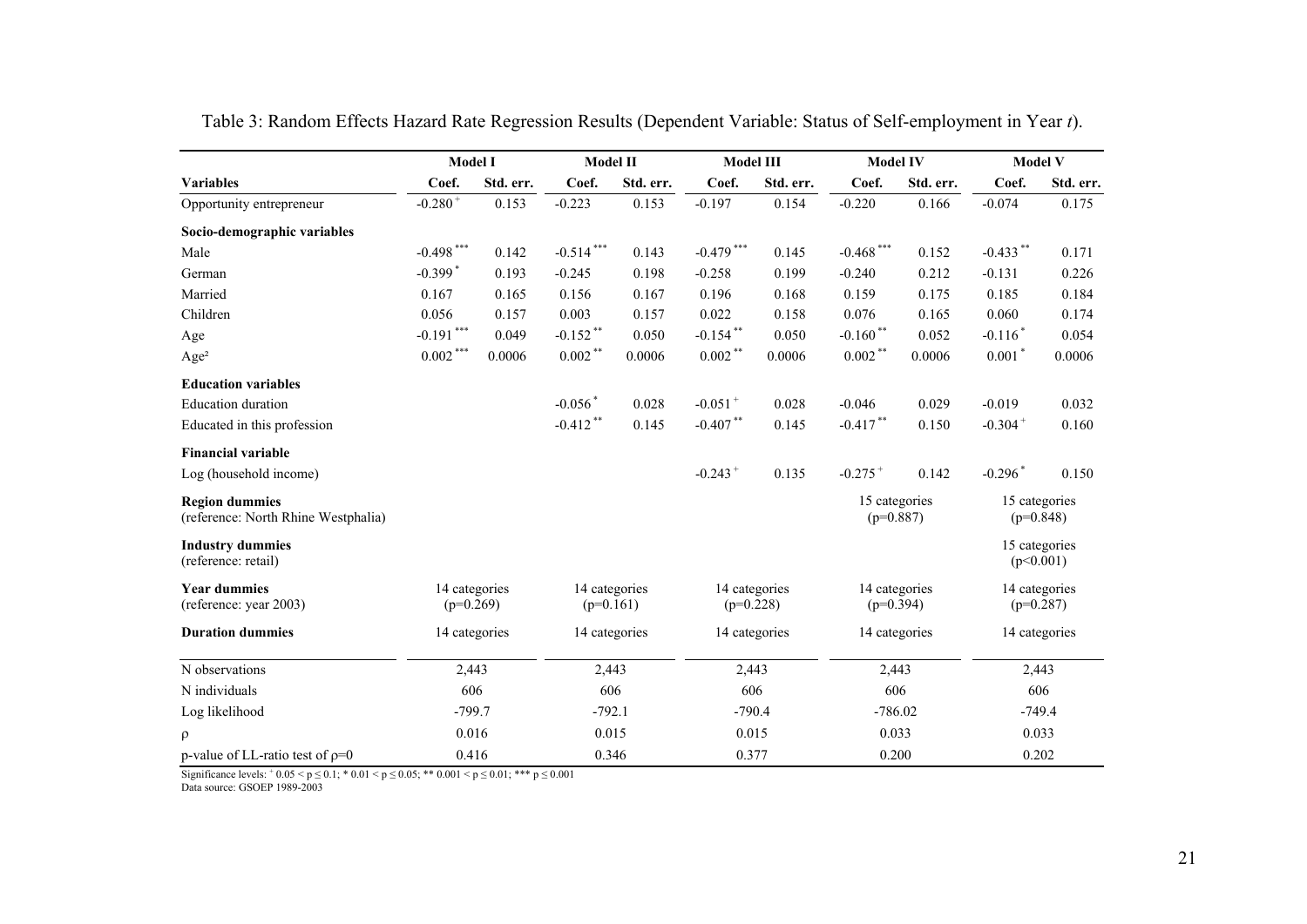Table 3: Random Effects Hazard Rate Regression Results (Dependent Variable: Status of Self-employment in Year *t*).

| | Model I | | Model II | | Model III | | Model IV | | Model V | |
|---|---|---|---|---|---|---|---|---|---|---|
| **Variables** | **Coef.** | **Std. err.** | **Coef.** | **Std. err.** | **Coef.** | **Std. err.** | **Coef.** | **Std. err.** | **Coef.** | **Std. err.** |
| Opportunity entrepreneur | -0.280 $^{+}$ | 0.153 | -0.223 | 0.153 | -0.197 | 0.154 | -0.220 | 0.166 | -0.074 | 0.175 |
| **Socio-demographic variables** | | | | | | | | | | |
| Male | -0.498 $^{***}$ | 0.142 | -0.514 $^{***}$ | 0.143 | -0.479 $^{***}$ | 0.145 | -0.468 $^{***}$ | 0.152 | -0.433 $^{**}$ | 0.171 |
| German | -0.399 $^{*}$ | 0.193 | -0.245 | 0.198 | -0.258 | 0.199 | -0.240 | 0.212 | -0.131 | 0.226 |
| Married | 0.167 | 0.165 | 0.156 | 0.167 | 0.196 | 0.168 | 0.159 | 0.175 | 0.185 | 0.184 |
| Children | 0.056 | 0.157 | 0.003 | 0.157 | 0.022 | 0.158 | 0.076 | 0.165 | 0.060 | 0.174 |
| Age | -0.191 $^{***}$ | 0.049 | -0.152 $^{**}$ | 0.050 | -0.154 $^{**}$ | 0.050 | -0.160 $^{**}$ | 0.052 | -0.116 $^{*}$ | 0.054 |
| Age² | 0.002 $^{***}$ | 0.0006 | 0.002 $^{**}$ | 0.0006 | 0.002 $^{**}$ | 0.0006 | 0.002 $^{**}$ | 0.0006 | 0.001 $^{*}$ | 0.0006 |
| **Education variables** | | | | | | | | | | |
| Education duration | | | -0.056 $^{*}$ | 0.028 | -0.051 $^{+}$ | 0.028 | -0.046 | 0.029 | -0.019 | 0.032 |
| Educated in this profession | | | -0.412 $^{**}$ | 0.145 | -0.407 $^{**}$ | 0.145 | -0.417 $^{**}$ | 0.150 | -0.304 $^{+}$ | 0.160 |
| **Financial variable** | | | | | | | | | | |
| Log (household income) | | | | | -0.243 $^{+}$ | 0.135 | -0.275 $^{+}$ | 0.142 | -0.296 $^{*}$ | 0.150 |
| **Region dummies** (reference: North Rhine Westphalia) | | | | | | | 15 categories ($p$=0.887) | | 15 categories ($p$=0.848) | |
| **Industry dummies** (reference: retail) | | | | | | | | | 15 categories ($p$<0.001) | |
| **Year dummies** (reference: year 2003) | 14 categories ($p$=0.269) | | 14 categories ($p$=0.161) | | 14 categories ($p$=0.228) | | 14 categories ($p$=0.394) | | 14 categories ($p$=0.287) | |
| **Duration dummies** | 14 categories | | 14 categories | | 14 categories | | 14 categories | | 14 categories | |
| N observations | 2,443 | | 2,443 | | 2,443 | | 2,443 | | 2,443 | |
| N individuals | 606 | | 606 | | 606 | | 606 | | 606 | |
| Log likelihood | -799.7 | | -792.1 | | -790.4 | | -786.02 | | -749.4 | |
| $\rho$ | 0.016 | | 0.015 | | 0.015 | | 0.033 | | 0.033 | |
| p-value of LL-ratio test of $\rho$=0 | 0.416 | | 0.346 | | 0.377 | | 0.200 | | 0.202 | |

Significance levels: $^{+}$ $0.05 < p \leq 0.1$; * $0.01 < p \leq 0.05$; ** $0.001 < p \leq 0.01$; *** $p \leq 0.001$
Data source: GSOEP 1989-2003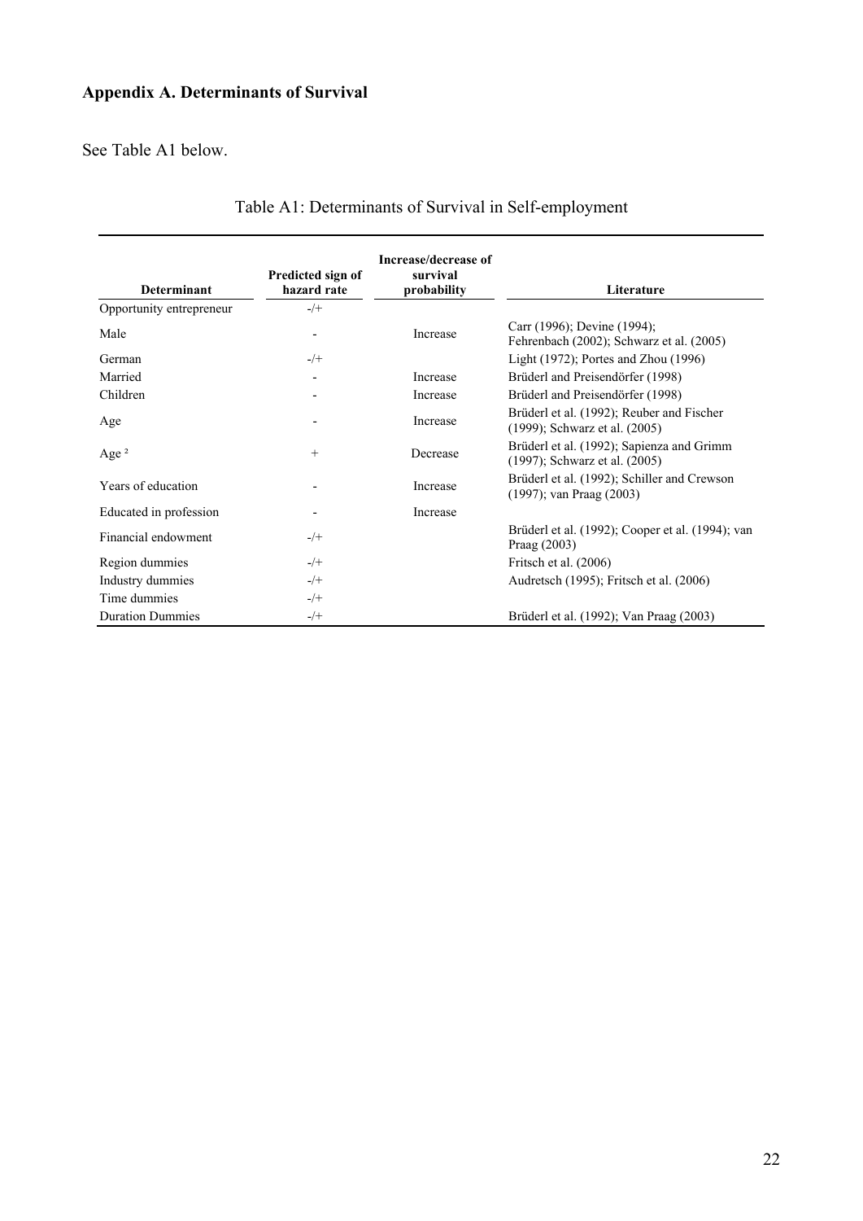# Appendix A. Determinants of Survival

See Table A1 below.

Table A1: Determinants of Survival in Self-employment

| Determinant | Predicted sign of hazard rate | Increase/decrease of survival probability | Literature |
|---|---|---|---|
| Opportunity entrepreneur | -/+ | | |
| Male | - | Increase | Carr (1996); Devine (1994); Fehrenbach (2002); Schwarz et al. (2005) |
| German | -/+ | | Light (1972); Portes and Zhou (1996) |
| Married | - | Increase | Brüderl and Preisendörfer (1998) |
| Children | - | Increase | Brüderl and Preisendörfer (1998) |
| Age | - | Increase | Brüderl et al. (1992); Reuber and Fischer (1999); Schwarz et al. (2005) |
| Age ² | + | Decrease | Brüderl et al. (1992); Sapienza and Grimm (1997); Schwarz et al. (2005) |
| Years of education | - | Increase | Brüderl et al. (1992); Schiller and Crewson (1997); van Praag (2003) |
| Educated in profession | - | Increase | |
| Financial endowment | -/+ | | Brüderl et al. (1992); Cooper et al. (1994); van Praag (2003) |
| Region dummies | -/+ | | Fritsch et al. (2006) |
| Industry dummies | -/+ | | Audretsch (1995); Fritsch et al. (2006) |
| Time dummies | -/+ | | |
| Duration Dummies | -/+ | | Brüderl et al. (1992); Van Praag (2003) |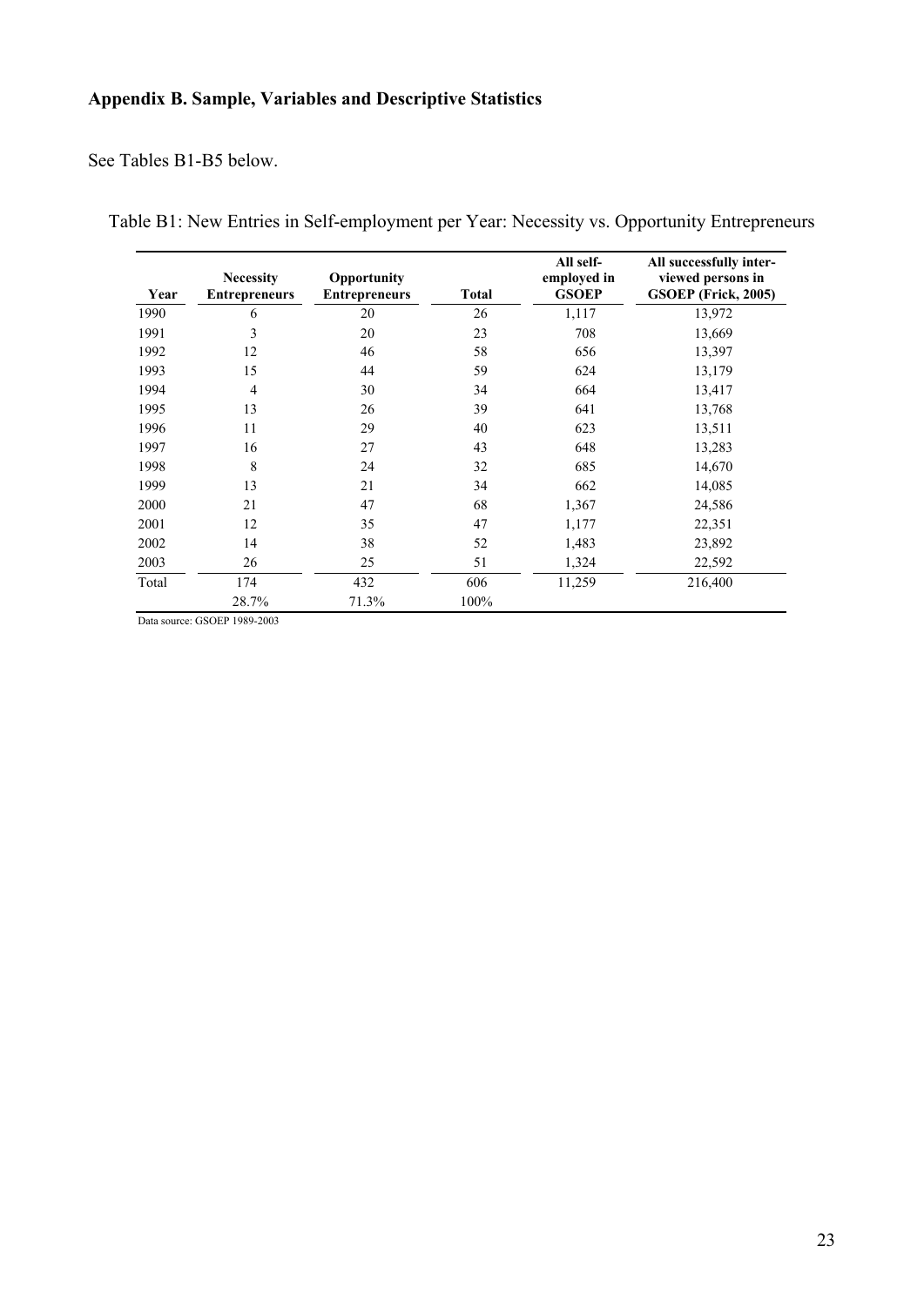## Appendix B. Sample, Variables and Descriptive Statistics

See Tables B1-B5 below.

Table B1: New Entries in Self-employment per Year: Necessity vs. Opportunity Entrepreneurs

| Year | Necessity Entrepreneurs | Opportunity Entrepreneurs | Total | All self-employed in GSOEP | All successfully inter-viewed persons in GSOEP (Frick, 2005) |
|---|---|---|---|---|---|
| 1990 | 6 | 20 | 26 | 1,117 | 13,972 |
| 1991 | 3 | 20 | 23 | 708 | 13,669 |
| 1992 | 12 | 46 | 58 | 656 | 13,397 |
| 1993 | 15 | 44 | 59 | 624 | 13,179 |
| 1994 | 4 | 30 | 34 | 664 | 13,417 |
| 1995 | 13 | 26 | 39 | 641 | 13,768 |
| 1996 | 11 | 29 | 40 | 623 | 13,511 |
| 1997 | 16 | 27 | 43 | 648 | 13,283 |
| 1998 | 8 | 24 | 32 | 685 | 14,670 |
| 1999 | 13 | 21 | 34 | 662 | 14,085 |
| 2000 | 21 | 47 | 68 | 1,367 | 24,586 |
| 2001 | 12 | 35 | 47 | 1,177 | 22,351 |
| 2002 | 14 | 38 | 52 | 1,483 | 23,892 |
| 2003 | 26 | 25 | 51 | 1,324 | 22,592 |
| Total | 174 | 432 | 606 | 11,259 | 216,400 |
| | 28.7% | 71.3% | 100% | | |

Data source: GSOEP 1989-2003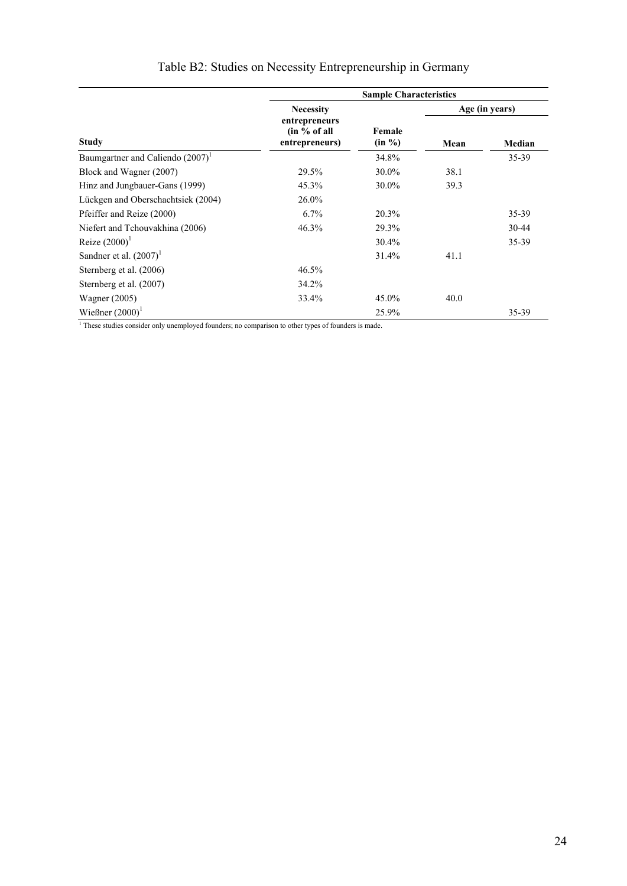# Table B2: Studies on Necessity Entrepreneurship in Germany

| | Sample Characteristics | | | |
|---|---|---|---|---|
| | Necessity entrepreneurs (in % of all entrepreneurs) | Female (in %) | Age (in years) | |
| Study | | | Mean | Median |
| Baumgartner and Caliendo (2007)[1] | | 34.8% | | 35-39 |
| Block and Wagner (2007) | 29.5% | 30.0% | 38.1 | |
| Hinz and Jungbauer-Gans (1999) | 45.3% | 30.0% | 39.3 | |
| Lückgen and Oberschachtsiek (2004) | 26.0% | | | |
| Pfeiffer and Reize (2000) | 6.7% | 20.3% | | 35-39 |
| Niefert and Tchouvakhina (2006) | 46.3% | 29.3% | | 30-44 |
| Reize (2000)[1] | | 30.4% | | 35-39 |
| Sandner et al. (2007)[1] | | 31.4% | 41.1 | |
| Sternberg et al. (2006) | 46.5% | | | |
| Sternberg et al. (2007) | 34.2% | | | |
| Wagner (2005) | 33.4% | 45.0% | 40.0 | |
| Wießner (2000)[1] | | 25.9% | | 35-39 |

[1] These studies consider only unemployed founders; no comparison to other types of founders is made.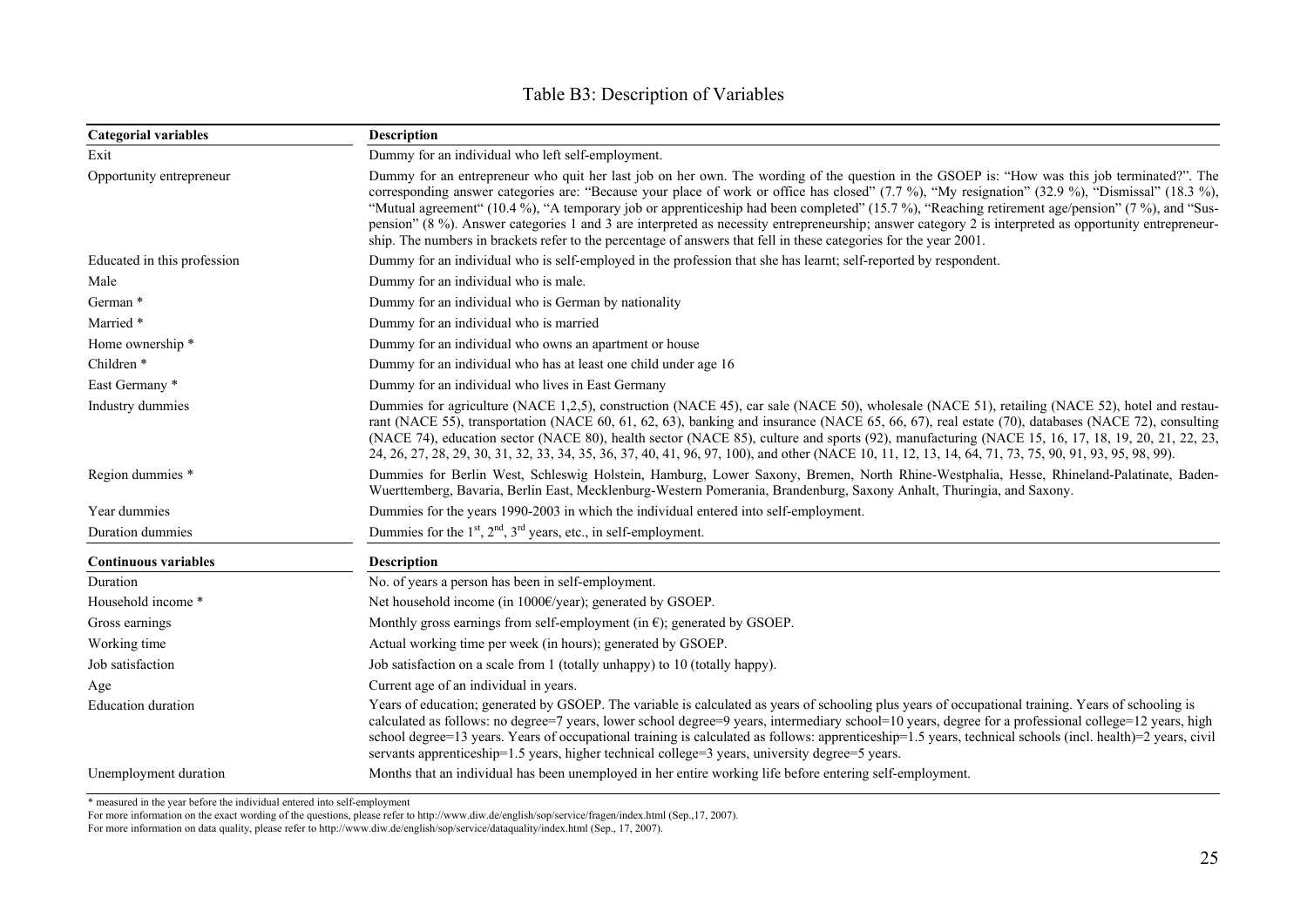# Table B3: Description of Variables

| Categorial variables | Description |
|---|---|
| Exit | Dummy for an individual who left self-employment. |
| Opportunity entrepreneur | Dummy for an entrepreneur who quit her last job on her own. The wording of the question in the GSOEP is: "How was this job terminated?". The corresponding answer categories are: "Because your place of work or office has closed" (7.7 %), "My resignation" (32.9 %), "Dismissal" (18.3 %), "Mutual agreement" (10.4 %), "A temporary job or apprenticeship had been completed" (15.7 %), "Reaching retirement age/pension" (7 %), and "Suspension" (8 %). Answer categories 1 and 3 are interpreted as necessity entrepreneurship; answer category 2 is interpreted as opportunity entrepreneurship. The numbers in brackets refer to the percentage of answers that fell in these categories for the year 2001. |
| Educated in this profession | Dummy for an individual who is self-employed in the profession that she has learnt; self-reported by respondent. |
| Male | Dummy for an individual who is male. |
| German * | Dummy for an individual who is German by nationality |
| Married * | Dummy for an individual who is married |
| Home ownership * | Dummy for an individual who owns an apartment or house |
| Children * | Dummy for an individual who has at least one child under age 16 |
| East Germany * | Dummy for an individual who lives in East Germany |
| Industry dummies | Dummies for agriculture (NACE 1,2,5), construction (NACE 45), car sale (NACE 50), wholesale (NACE 51), retailing (NACE 52), hotel and restaurant (NACE 55), transportation (NACE 60, 61, 62, 63), banking and insurance (NACE 65, 66, 67), real estate (70), databases (NACE 72), consulting (NACE 74), education sector (NACE 80), health sector (NACE 85), culture and sports (92), manufacturing (NACE 15, 16, 17, 18, 19, 20, 21, 22, 23, 24, 26, 27, 28, 29, 30, 31, 32, 33, 34, 35, 36, 37, 40, 41, 96, 97, 100), and other (NACE 10, 11, 12, 13, 14, 64, 71, 73, 75, 90, 91, 93, 95, 98, 99). |
| Region dummies * | Dummies for Berlin West, Schleswig Holstein, Hamburg, Lower Saxony, Bremen, North Rhine-Westphalia, Hesse, Rhineland-Palatinate, Baden-Wuerttemberg, Bavaria, Berlin East, Mecklenburg-Western Pomerania, Brandenburg, Saxony Anhalt, Thuringia, and Saxony. |
| Year dummies | Dummies for the years 1990-2003 in which the individual entered into self-employment. |
| Duration dummies | Dummies for the 1st, 2nd, 3rd years, etc., in self-employment. |
| **Continuous variables** | **Description** |
| Duration | No. of years a person has been in self-employment. |
| Household income * | Net household income (in 1000€/year); generated by GSOEP. |
| Gross earnings | Monthly gross earnings from self-employment (in €); generated by GSOEP. |
| Working time | Actual working time per week (in hours); generated by GSOEP. |
| Job satisfaction | Job satisfaction on a scale from 1 (totally unhappy) to 10 (totally happy). |
| Age | Current age of an individual in years. |
| Education duration | Years of education; generated by GSOEP. The variable is calculated as years of schooling plus years of occupational training. Years of schooling is calculated as follows: no degree=7 years, lower school degree=9 years, intermediary school=10 years, degree for a professional college=12 years, high school degree=13 years. Years of occupational training is calculated as follows: apprenticeship=1.5 years, technical schools (incl. health)=2 years, civil servants apprenticeship=1.5 years, higher technical college=3 years, university degree=5 years. |
| Unemployment duration | Months that an individual has been unemployed in her entire working life before entering self-employment. |

\* measured in the year before the individual entered into self-employment

For more information on the exact wording of the questions, please refer to http://www.diw.de/english/sop/service/fragen/index.html (Sep.,17, 2007).

For more information on data quality, please refer to http://www.diw.de/english/sop/service/dataquality/index.html (Sep., 17, 2007).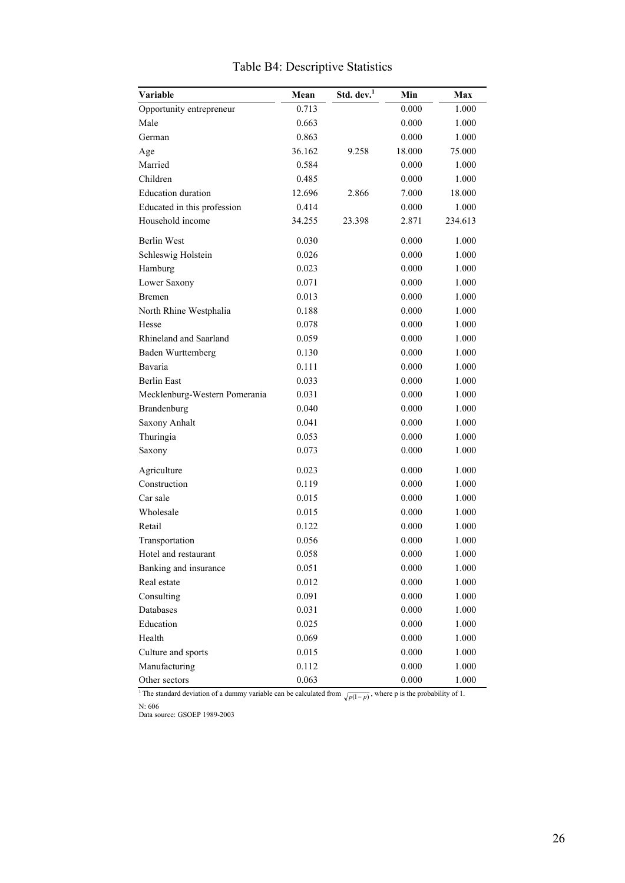# Table B4: Descriptive Statistics

| Variable | Mean | Std. dev.[1] | Min | Max |
|---|---|---|---|---|
| Opportunity entrepreneur | 0.713 | | 0.000 | 1.000 |
| Male | 0.663 | | 0.000 | 1.000 |
| German | 0.863 | | 0.000 | 1.000 |
| Age | 36.162 | 9.258 | 18.000 | 75.000 |
| Married | 0.584 | | 0.000 | 1.000 |
| Children | 0.485 | | 0.000 | 1.000 |
| Education duration | 12.696 | 2.866 | 7.000 | 18.000 |
| Educated in this profession | 0.414 | | 0.000 | 1.000 |
| Household income | 34.255 | 23.398 | 2.871 | 234.613 |
| Berlin West | 0.030 | | 0.000 | 1.000 |
| Schleswig Holstein | 0.026 | | 0.000 | 1.000 |
| Hamburg | 0.023 | | 0.000 | 1.000 |
| Lower Saxony | 0.071 | | 0.000 | 1.000 |
| Bremen | 0.013 | | 0.000 | 1.000 |
| North Rhine Westphalia | 0.188 | | 0.000 | 1.000 |
| Hesse | 0.078 | | 0.000 | 1.000 |
| Rhineland and Saarland | 0.059 | | 0.000 | 1.000 |
| Baden Wurttemberg | 0.130 | | 0.000 | 1.000 |
| Bavaria | 0.111 | | 0.000 | 1.000 |
| Berlin East | 0.033 | | 0.000 | 1.000 |
| Mecklenburg-Western Pomerania | 0.031 | | 0.000 | 1.000 |
| Brandenburg | 0.040 | | 0.000 | 1.000 |
| Saxony Anhalt | 0.041 | | 0.000 | 1.000 |
| Thuringia | 0.053 | | 0.000 | 1.000 |
| Saxony | 0.073 | | 0.000 | 1.000 |
| Agriculture | 0.023 | | 0.000 | 1.000 |
| Construction | 0.119 | | 0.000 | 1.000 |
| Car sale | 0.015 | | 0.000 | 1.000 |
| Wholesale | 0.015 | | 0.000 | 1.000 |
| Retail | 0.122 | | 0.000 | 1.000 |
| Transportation | 0.056 | | 0.000 | 1.000 |
| Hotel and restaurant | 0.058 | | 0.000 | 1.000 |
| Banking and insurance | 0.051 | | 0.000 | 1.000 |
| Real estate | 0.012 | | 0.000 | 1.000 |
| Consulting | 0.091 | | 0.000 | 1.000 |
| Databases | 0.031 | | 0.000 | 1.000 |
| Education | 0.025 | | 0.000 | 1.000 |
| Health | 0.069 | | 0.000 | 1.000 |
| Culture and sports | 0.015 | | 0.000 | 1.000 |
| Manufacturing | 0.112 | | 0.000 | 1.000 |
| Other sectors | 0.063 | | 0.000 | 1.000 |

[1] The standard deviation of a dummy variable can be calculated from $\sqrt{p(1-p)}$, where p is the probability of 1.

N: 606

Data source: GSOEP 1989-2003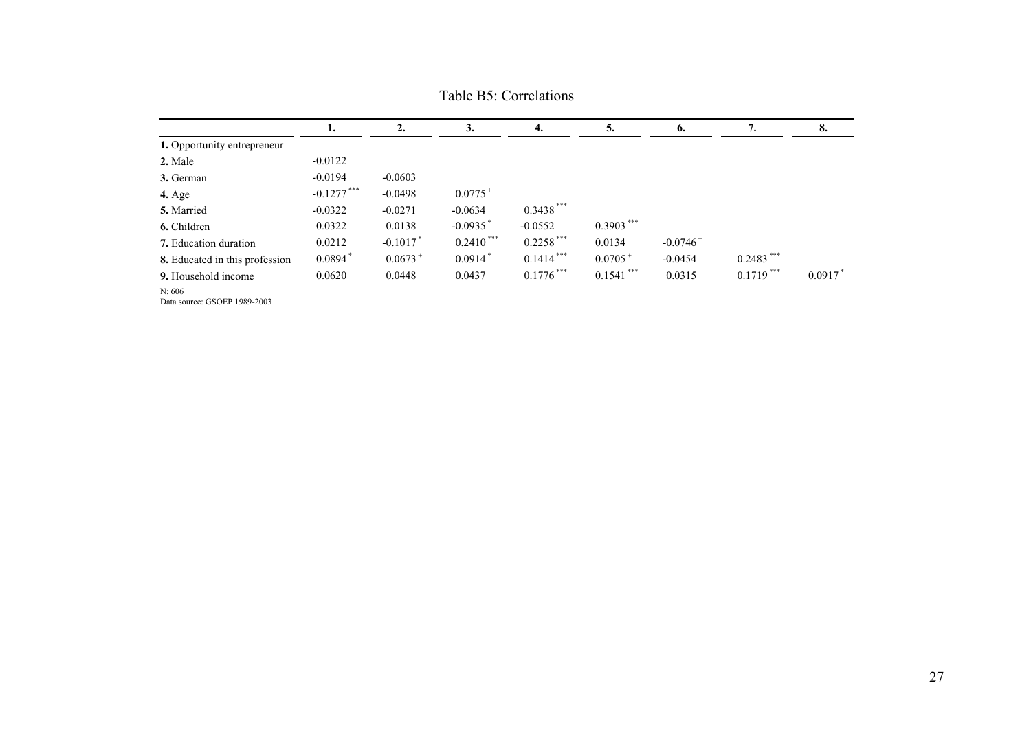Table B5: Correlations

| | 1. | 2. | 3. | 4. | 5. | 6. | 7. | 8. |
|---|---|---|---|---|---|---|---|---|
| **1.** Opportunity entrepreneur | | | | | | | | |
| **2.** Male | -0.0122 | | | | | | | |
| **3.** German | -0.0194 | -0.0603 | | | | | | |
| **4.** Age | -0.1277 *** | -0.0498 | 0.0775 + | | | | | |
| **5.** Married | -0.0322 | -0.0271 | -0.0634 | 0.3438 *** | | | | |
| **6.** Children | 0.0322 | 0.0138 | -0.0935 * | -0.0552 | 0.3903 *** | | | |
| **7.** Education duration | 0.0212 | -0.1017 * | 0.2410 *** | 0.2258 *** | 0.0134 | -0.0746 + | | |
| **8.** Educated in this profession | 0.0894 * | 0.0673 + | 0.0914 * | 0.1414 *** | 0.0705 + | -0.0454 | 0.2483 *** | |
| **9.** Household income | 0.0620 | 0.0448 | 0.0437 | 0.1776 *** | 0.1541 *** | 0.0315 | 0.1719 *** | 0.0917 * |

N: 606
Data source: GSOEP 1989-2003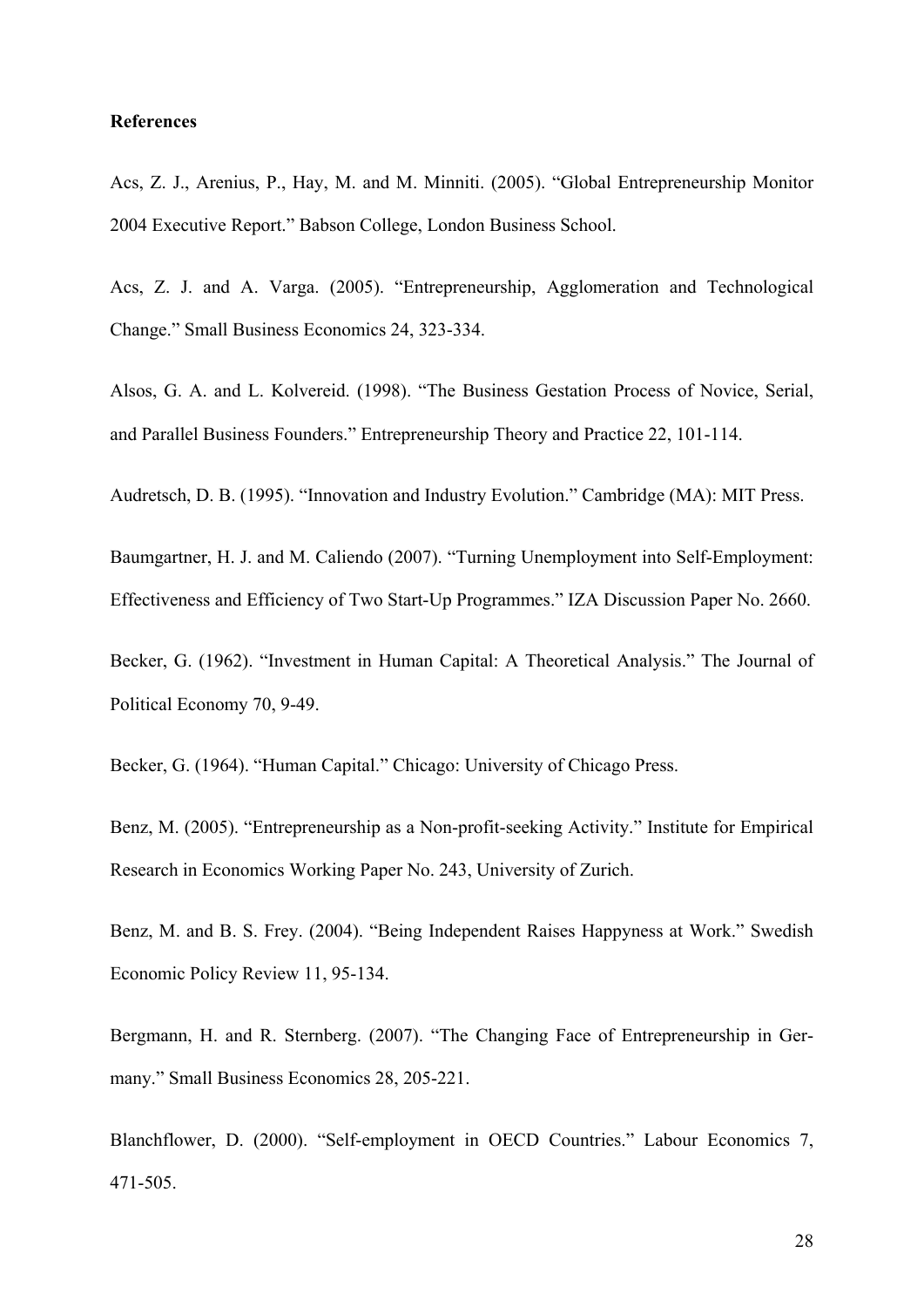**References**

Acs, Z. J., Arenius, P., Hay, M. and M. Minniti. (2005). "Global Entrepreneurship Monitor 2004 Executive Report." Babson College, London Business School.

Acs, Z. J. and A. Varga. (2005). "Entrepreneurship, Agglomeration and Technological Change." Small Business Economics 24, 323-334.

Alsos, G. A. and L. Kolvereid. (1998). "The Business Gestation Process of Novice, Serial, and Parallel Business Founders." Entrepreneurship Theory and Practice 22, 101-114.

Audretsch, D. B. (1995). "Innovation and Industry Evolution." Cambridge (MA): MIT Press.

Baumgartner, H. J. and M. Caliendo (2007). "Turning Unemployment into Self-Employment: Effectiveness and Efficiency of Two Start-Up Programmes." IZA Discussion Paper No. 2660.

Becker, G. (1962). "Investment in Human Capital: A Theoretical Analysis." The Journal of Political Economy 70, 9-49.

Becker, G. (1964). "Human Capital." Chicago: University of Chicago Press.

Benz, M. (2005). "Entrepreneurship as a Non-profit-seeking Activity." Institute for Empirical Research in Economics Working Paper No. 243, University of Zurich.

Benz, M. and B. S. Frey. (2004). "Being Independent Raises Happyness at Work." Swedish Economic Policy Review 11, 95-134.

Bergmann, H. and R. Sternberg. (2007). "The Changing Face of Entrepreneurship in Germany." Small Business Economics 28, 205-221.

Blanchflower, D. (2000). "Self-employment in OECD Countries." Labour Economics 7, 471-505.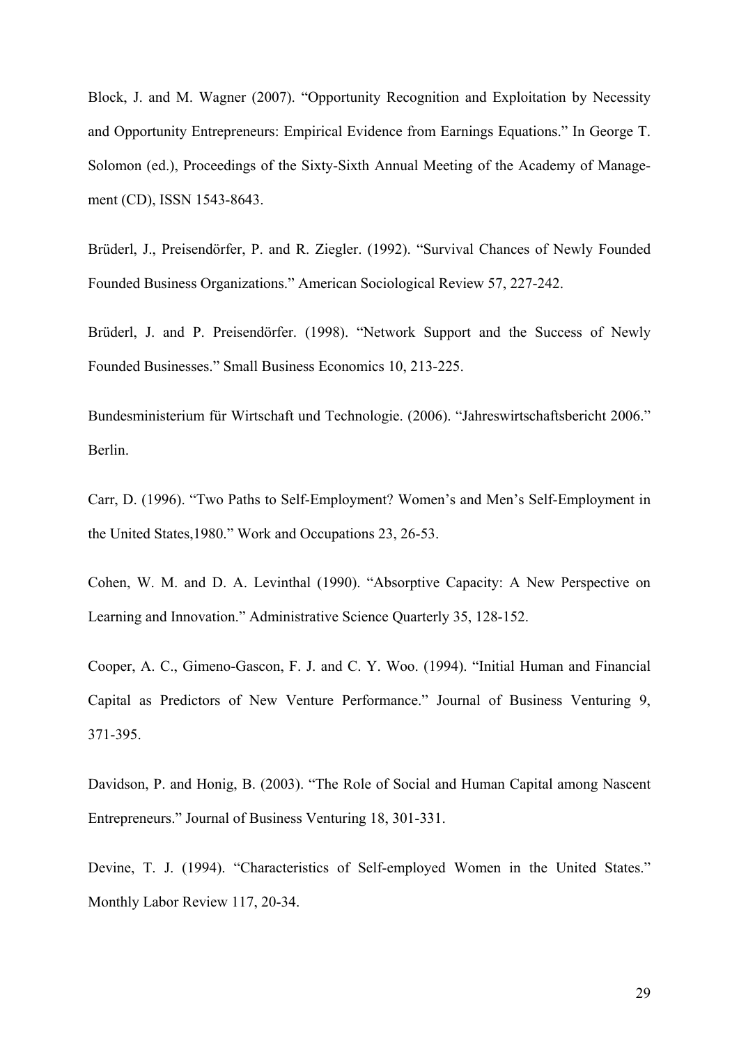Block, J. and M. Wagner (2007). “Opportunity Recognition and Exploitation by Necessity and Opportunity Entrepreneurs: Empirical Evidence from Earnings Equations.” In George T. Solomon (ed.), Proceedings of the Sixty-Sixth Annual Meeting of the Academy of Management (CD), ISSN 1543-8643.

Brüderl, J., Preisendörfer, P. and R. Ziegler. (1992). “Survival Chances of Newly Founded Founded Business Organizations.” American Sociological Review 57, 227-242.

Brüderl, J. and P. Preisendörfer. (1998). “Network Support and the Success of Newly Founded Businesses.” Small Business Economics 10, 213-225.

Bundesministerium für Wirtschaft und Technologie. (2006). “Jahreswirtschaftsbericht 2006.” Berlin.

Carr, D. (1996). “Two Paths to Self-Employment? Women’s and Men’s Self-Employment in the United States,1980.” Work and Occupations 23, 26-53.

Cohen, W. M. and D. A. Levinthal (1990). “Absorptive Capacity: A New Perspective on Learning and Innovation.” Administrative Science Quarterly 35, 128-152.

Cooper, A. C., Gimeno-Gascon, F. J. and C. Y. Woo. (1994). “Initial Human and Financial Capital as Predictors of New Venture Performance.” Journal of Business Venturing 9, 371-395.

Davidson, P. and Honig, B. (2003). “The Role of Social and Human Capital among Nascent Entrepreneurs.” Journal of Business Venturing 18, 301-331.

Devine, T. J. (1994). “Characteristics of Self-employed Women in the United States.” Monthly Labor Review 117, 20-34.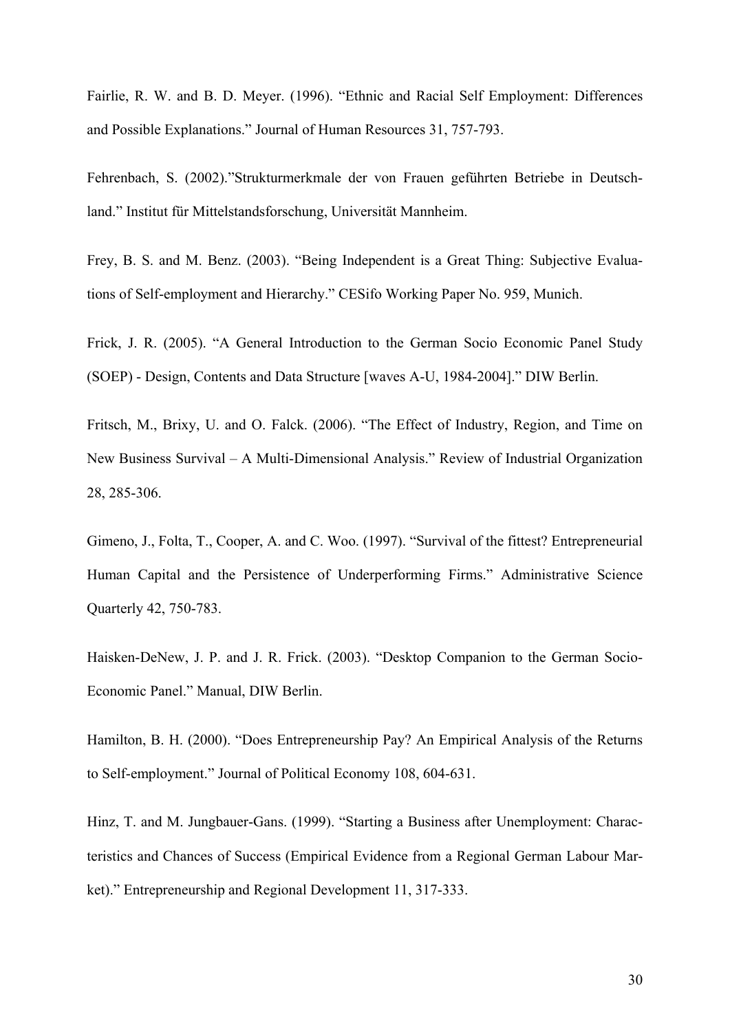Fairlie, R. W. and B. D. Meyer. (1996). "Ethnic and Racial Self Employment: Differences and Possible Explanations." Journal of Human Resources 31, 757-793.

Fehrenbach, S. (2002)."Strukturmerkmale der von Frauen geführten Betriebe in Deutschland." Institut für Mittelstandsforschung, Universität Mannheim.

Frey, B. S. and M. Benz. (2003). "Being Independent is a Great Thing: Subjective Evaluations of Self-employment and Hierarchy." CESifo Working Paper No. 959, Munich.

Frick, J. R. (2005). "A General Introduction to the German Socio Economic Panel Study (SOEP) - Design, Contents and Data Structure [waves A-U, 1984-2004]." DIW Berlin.

Fritsch, M., Brixy, U. and O. Falck. (2006). "The Effect of Industry, Region, and Time on New Business Survival – A Multi-Dimensional Analysis." Review of Industrial Organization 28, 285-306.

Gimeno, J., Folta, T., Cooper, A. and C. Woo. (1997). "Survival of the fittest? Entrepreneurial Human Capital and the Persistence of Underperforming Firms." Administrative Science Quarterly 42, 750-783.

Haisken-DeNew, J. P. and J. R. Frick. (2003). "Desktop Companion to the German Socio-Economic Panel." Manual, DIW Berlin.

Hamilton, B. H. (2000). "Does Entrepreneurship Pay? An Empirical Analysis of the Returns to Self-employment." Journal of Political Economy 108, 604-631.

Hinz, T. and M. Jungbauer-Gans. (1999). "Starting a Business after Unemployment: Characteristics and Chances of Success (Empirical Evidence from a Regional German Labour Market)." Entrepreneurship and Regional Development 11, 317-333.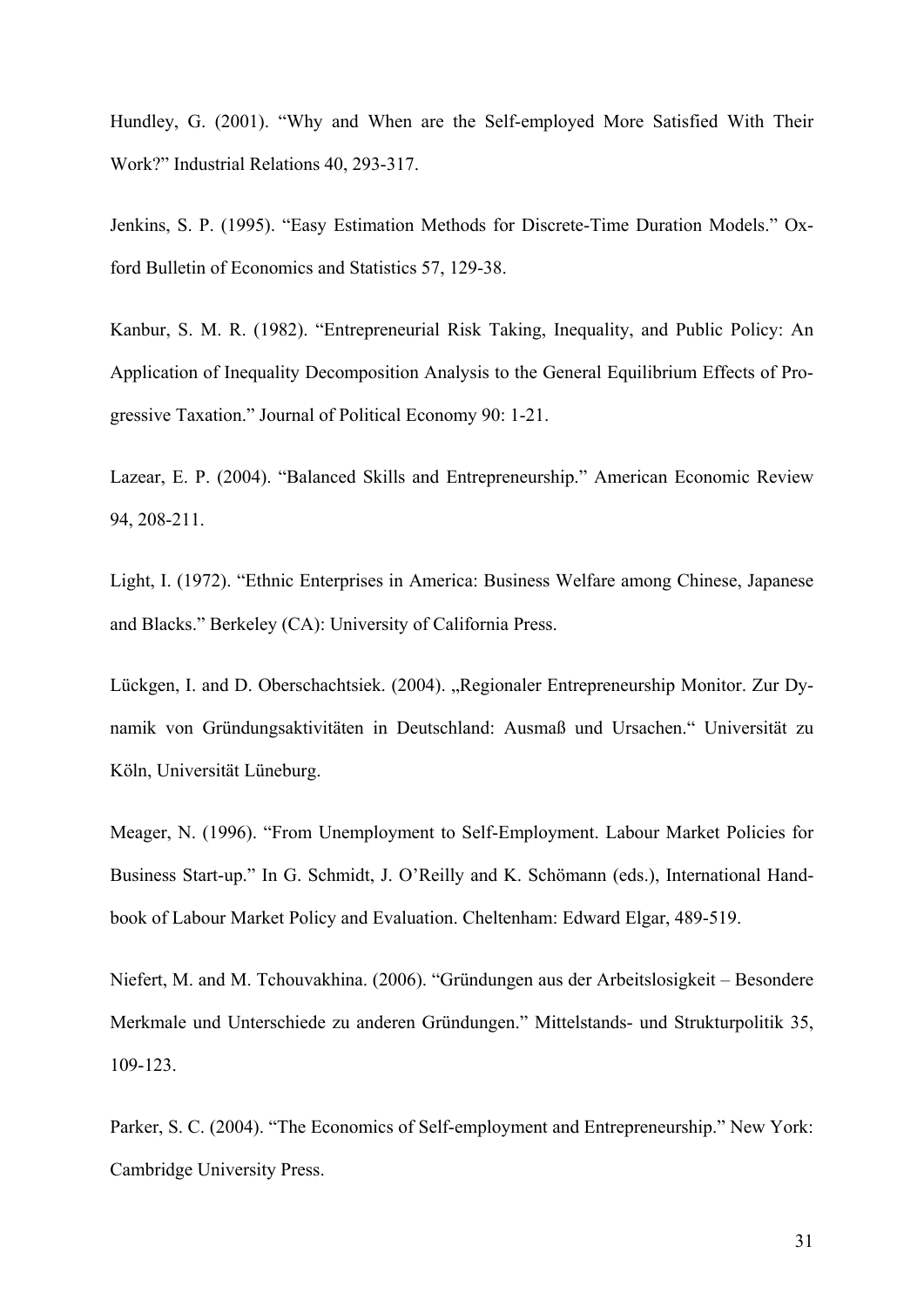Hundley, G. (2001). “Why and When are the Self-employed More Satisfied With Their Work?” Industrial Relations 40, 293-317.

Jenkins, S. P. (1995). “Easy Estimation Methods for Discrete-Time Duration Models.” Oxford Bulletin of Economics and Statistics 57, 129-38.

Kanbur, S. M. R. (1982). “Entrepreneurial Risk Taking, Inequality, and Public Policy: An Application of Inequality Decomposition Analysis to the General Equilibrium Effects of Progressive Taxation.” Journal of Political Economy 90: 1-21.

Lazear, E. P. (2004). “Balanced Skills and Entrepreneurship.” American Economic Review 94, 208-211.

Light, I. (1972). “Ethnic Enterprises in America: Business Welfare among Chinese, Japanese and Blacks.” Berkeley (CA): University of California Press.

Lückgen, I. and D. Oberschachtsiek. (2004). „Regionaler Entrepreneurship Monitor. Zur Dynamik von Gründungsaktivitäten in Deutschland: Ausmaß und Ursachen.“ Universität zu Köln, Universität Lüneburg.

Meager, N. (1996). “From Unemployment to Self-Employment. Labour Market Policies for Business Start-up.” In G. Schmidt, J. O’Reilly and K. Schömann (eds.), International Handbook of Labour Market Policy and Evaluation. Cheltenham: Edward Elgar, 489-519.

Niefert, M. and M. Tchouvakhina. (2006). “Gründungen aus der Arbeitslosigkeit – Besondere Merkmale und Unterschiede zu anderen Gründungen.” Mittelstands- und Strukturpolitik 35, 109-123.

Parker, S. C. (2004). “The Economics of Self-employment and Entrepreneurship.” New York: Cambridge University Press.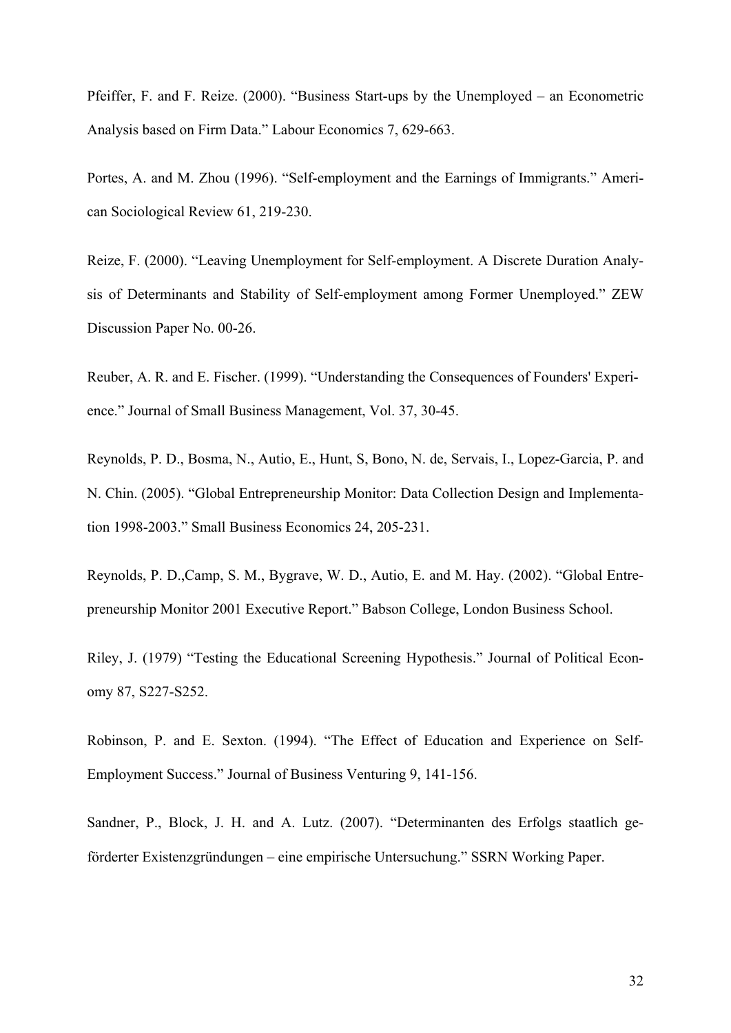Pfeiffer, F. and F. Reize. (2000). "Business Start-ups by the Unemployed – an Econometric Analysis based on Firm Data." Labour Economics 7, 629-663.

Portes, A. and M. Zhou (1996). "Self-employment and the Earnings of Immigrants." American Sociological Review 61, 219-230.

Reize, F. (2000). "Leaving Unemployment for Self-employment. A Discrete Duration Analysis of Determinants and Stability of Self-employment among Former Unemployed." ZEW Discussion Paper No. 00-26.

Reuber, A. R. and E. Fischer. (1999). "Understanding the Consequences of Founders' Experience." Journal of Small Business Management, Vol. 37, 30-45.

Reynolds, P. D., Bosma, N., Autio, E., Hunt, S, Bono, N. de, Servais, I., Lopez-Garcia, P. and N. Chin. (2005). "Global Entrepreneurship Monitor: Data Collection Design and Implementation 1998-2003." Small Business Economics 24, 205-231.

Reynolds, P. D.,Camp, S. M., Bygrave, W. D., Autio, E. and M. Hay. (2002). "Global Entrepreneurship Monitor 2001 Executive Report." Babson College, London Business School.

Riley, J. (1979) "Testing the Educational Screening Hypothesis." Journal of Political Economy 87, S227-S252.

Robinson, P. and E. Sexton. (1994). "The Effect of Education and Experience on Self-Employment Success." Journal of Business Venturing 9, 141-156.

Sandner, P., Block, J. H. and A. Lutz. (2007). "Determinanten des Erfolgs staatlich geförderter Existenzgründungen – eine empirische Untersuchung." SSRN Working Paper.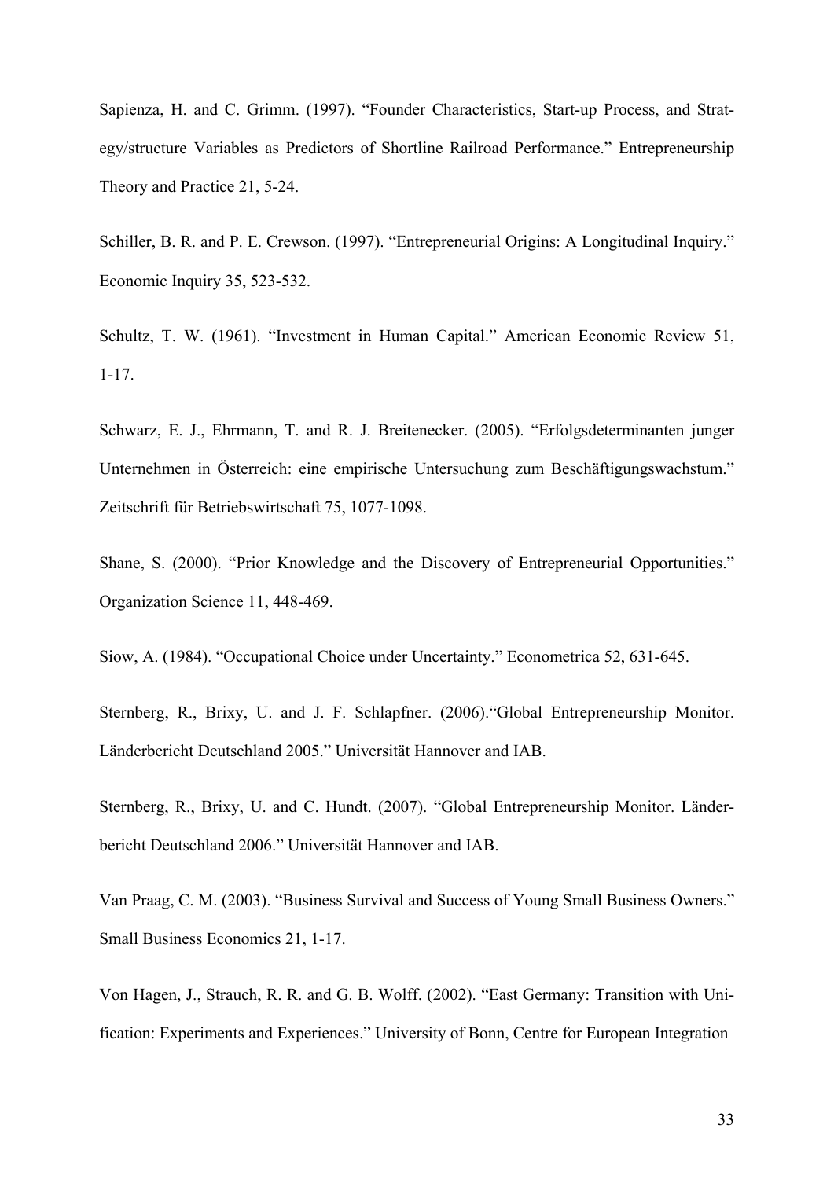Sapienza, H. and C. Grimm. (1997). "Founder Characteristics, Start-up Process, and Strategy/structure Variables as Predictors of Shortline Railroad Performance." Entrepreneurship Theory and Practice 21, 5-24.

Schiller, B. R. and P. E. Crewson. (1997). "Entrepreneurial Origins: A Longitudinal Inquiry." Economic Inquiry 35, 523-532.

Schultz, T. W. (1961). "Investment in Human Capital." American Economic Review 51, 1-17.

Schwarz, E. J., Ehrmann, T. and R. J. Breitenecker. (2005). "Erfolgsdeterminanten junger Unternehmen in Österreich: eine empirische Untersuchung zum Beschäftigungswachstum." Zeitschrift für Betriebswirtschaft 75, 1077-1098.

Shane, S. (2000). "Prior Knowledge and the Discovery of Entrepreneurial Opportunities." Organization Science 11, 448-469.

Siow, A. (1984). "Occupational Choice under Uncertainty." Econometrica 52, 631-645.

Sternberg, R., Brixy, U. and J. F. Schlapfner. (2006)."Global Entrepreneurship Monitor. Länderbericht Deutschland 2005." Universität Hannover and IAB.

Sternberg, R., Brixy, U. and C. Hundt. (2007). "Global Entrepreneurship Monitor. Länderbericht Deutschland 2006." Universität Hannover and IAB.

Van Praag, C. M. (2003). "Business Survival and Success of Young Small Business Owners." Small Business Economics 21, 1-17.

Von Hagen, J., Strauch, R. R. and G. B. Wolff. (2002). "East Germany: Transition with Unification: Experiments and Experiences." University of Bonn, Centre for European Integration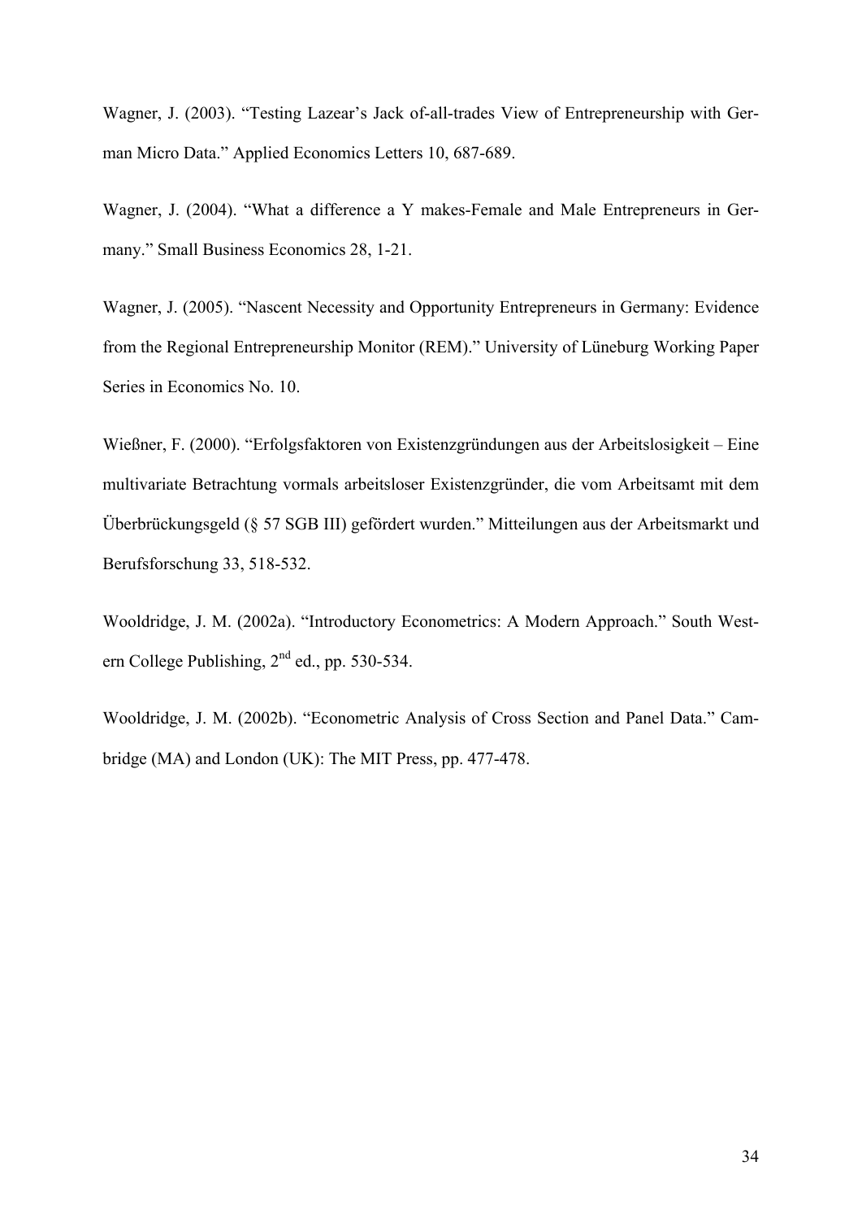Wagner, J. (2003). “Testing Lazear’s Jack of-all-trades View of Entrepreneurship with German Micro Data.” Applied Economics Letters 10, 687-689.

Wagner, J. (2004). “What a difference a Y makes-Female and Male Entrepreneurs in Germany.” Small Business Economics 28, 1-21.

Wagner, J. (2005). “Nascent Necessity and Opportunity Entrepreneurs in Germany: Evidence from the Regional Entrepreneurship Monitor (REM).” University of Lüneburg Working Paper Series in Economics No. 10.

Wießner, F. (2000). “Erfolgsfaktoren von Existenzgründungen aus der Arbeitslosigkeit – Eine multivariate Betrachtung vormals arbeitsloser Existenzgründer, die vom Arbeitsamt mit dem Überbrückungsgeld (§ 57 SGB III) gefördert wurden.” Mitteilungen aus der Arbeitsmarkt und Berufsforschung 33, 518-532.

Wooldridge, J. M. (2002a). “Introductory Econometrics: A Modern Approach.” South Western College Publishing, 2nd ed., pp. 530-534.

Wooldridge, J. M. (2002b). “Econometric Analysis of Cross Section and Panel Data.” Cambridge (MA) and London (UK): The MIT Press, pp. 477-478.